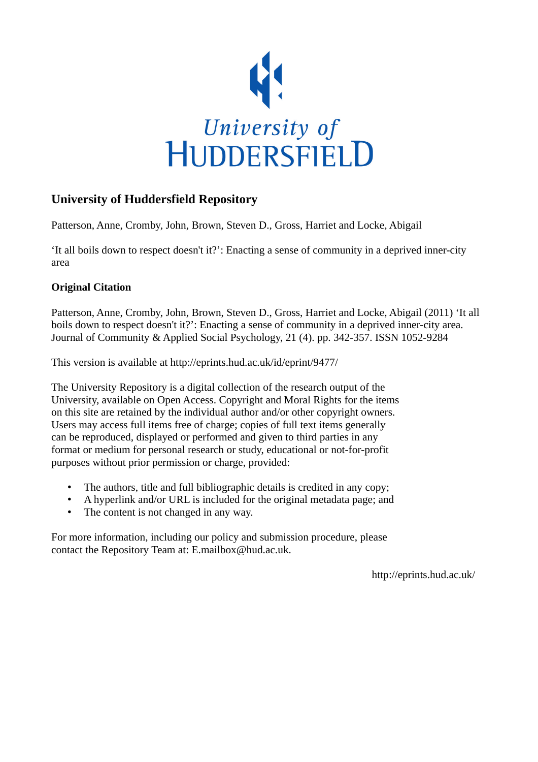University of HUDDERSFIELD

## University of Huddersfield Repository

Patterson, Anne, Cromby, John, Brown, Steven D., Gross, Harriet and Locke, Abigail

'It all boils down to respect doesn't it?': Enacting a sense of community in a deprived inner-city area

### Original Citation

Patterson, Anne, Cromby, John, Brown, Steven D., Gross, Harriet and Locke, Abigail (2011) 'It all boils down to respect doesn't it?': Enacting a sense of community in a deprived inner-city area. Journal of Community & Applied Social Psychology, 21 (4). pp. 342-357. ISSN 1052-9284

This version is available at http://eprints.hud.ac.uk/id/eprint/9477/

The University Repository is a digital collection of the research output of the University, available on Open Access. Copyright and Moral Rights for the items on this site are retained by the individual author and/or other copyright owners. Users may access full items free of charge; copies of full text items generally can be reproduced, displayed or performed and given to third parties in any format or medium for personal research or study, educational or not-for-profit purposes without prior permission or charge, provided:

- The authors, title and full bibliographic details is credited in any copy;
- A hyperlink and/or URL is included for the original metadata page; and
- The content is not changed in any way.

For more information, including our policy and submission procedure, please contact the Repository Team at: E.mailbox@hud.ac.uk.

http://eprints.hud.ac.uk/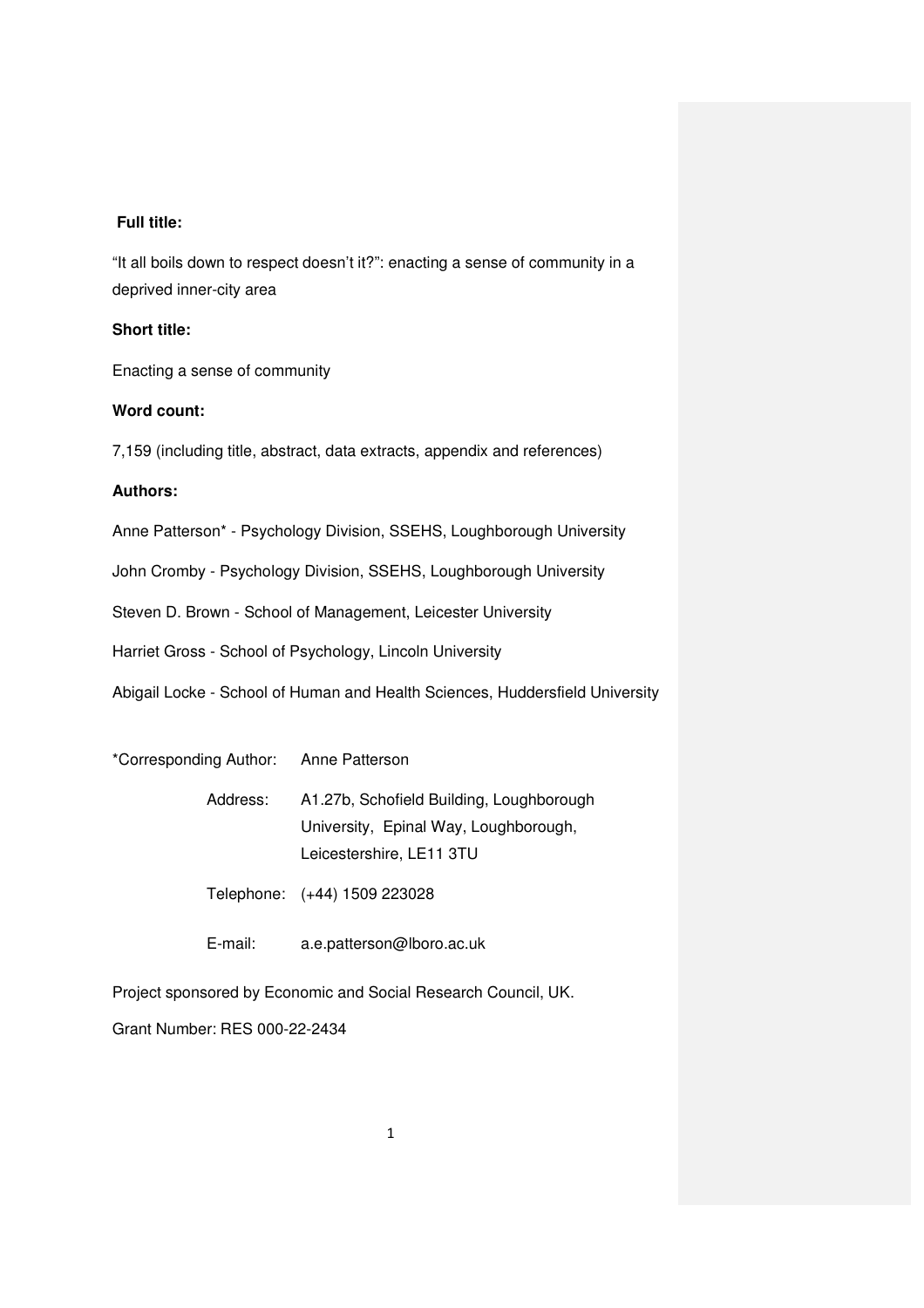**Full title:**

"It all boils down to respect doesn't it?": enacting a sense of community in a deprived inner-city area

**Short title:**

Enacting a sense of community

**Word count:**

7,159 (including title, abstract, data extracts, appendix and references)

**Authors:**

Anne Patterson* - Psychology Division, SSEHS, Loughborough University

John Cromby - Psychology Division, SSEHS, Loughborough University

Steven D. Brown - School of Management, Leicester University

Harriet Gross - School of Psychology, Lincoln University

Abigail Locke - School of Human and Health Sciences, Huddersfield University

*Corresponding Author: Anne Patterson

Address: A1.27b, Schofield Building, Loughborough University, Epinal Way, Loughborough, Leicestershire, LE11 3TU

Telephone: (+44) 1509 223028

E-mail: a.e.patterson@lboro.ac.uk

Project sponsored by Economic and Social Research Council, UK.

Grant Number: RES 000-22-2434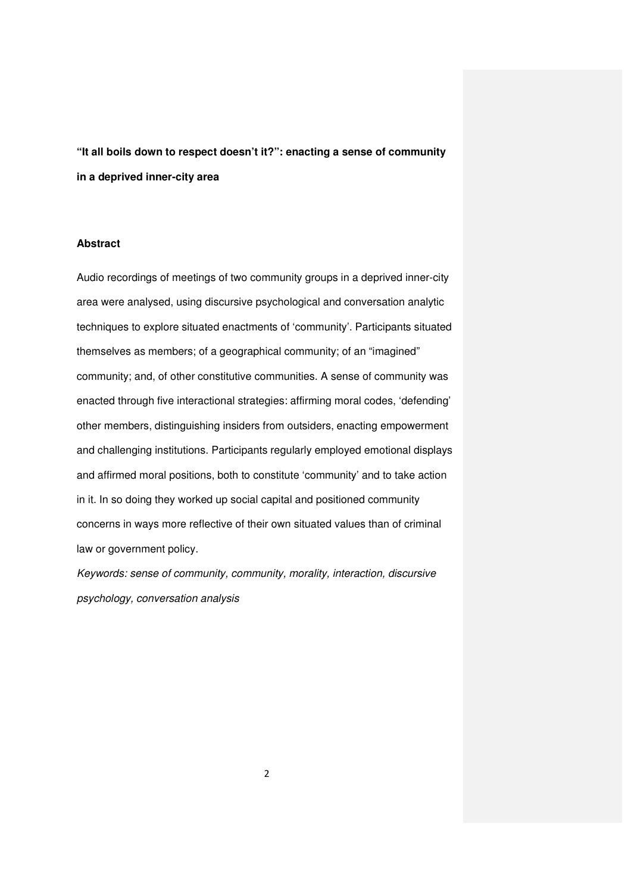**"It all boils down to respect doesn't it?": enacting a sense of community in a deprived inner-city area**

**Abstract**

Audio recordings of meetings of two community groups in a deprived inner-city area were analysed, using discursive psychological and conversation analytic techniques to explore situated enactments of 'community'. Participants situated themselves as members; of a geographical community; of an "imagined" community; and, of other constitutive communities. A sense of community was enacted through five interactional strategies: affirming moral codes, 'defending' other members, distinguishing insiders from outsiders, enacting empowerment and challenging institutions. Participants regularly employed emotional displays and affirmed moral positions, both to constitute 'community' and to take action in it. In so doing they worked up social capital and positioned community concerns in ways more reflective of their own situated values than of criminal law or government policy.

*Keywords: sense of community, community, morality, interaction, discursive psychology, conversation analysis*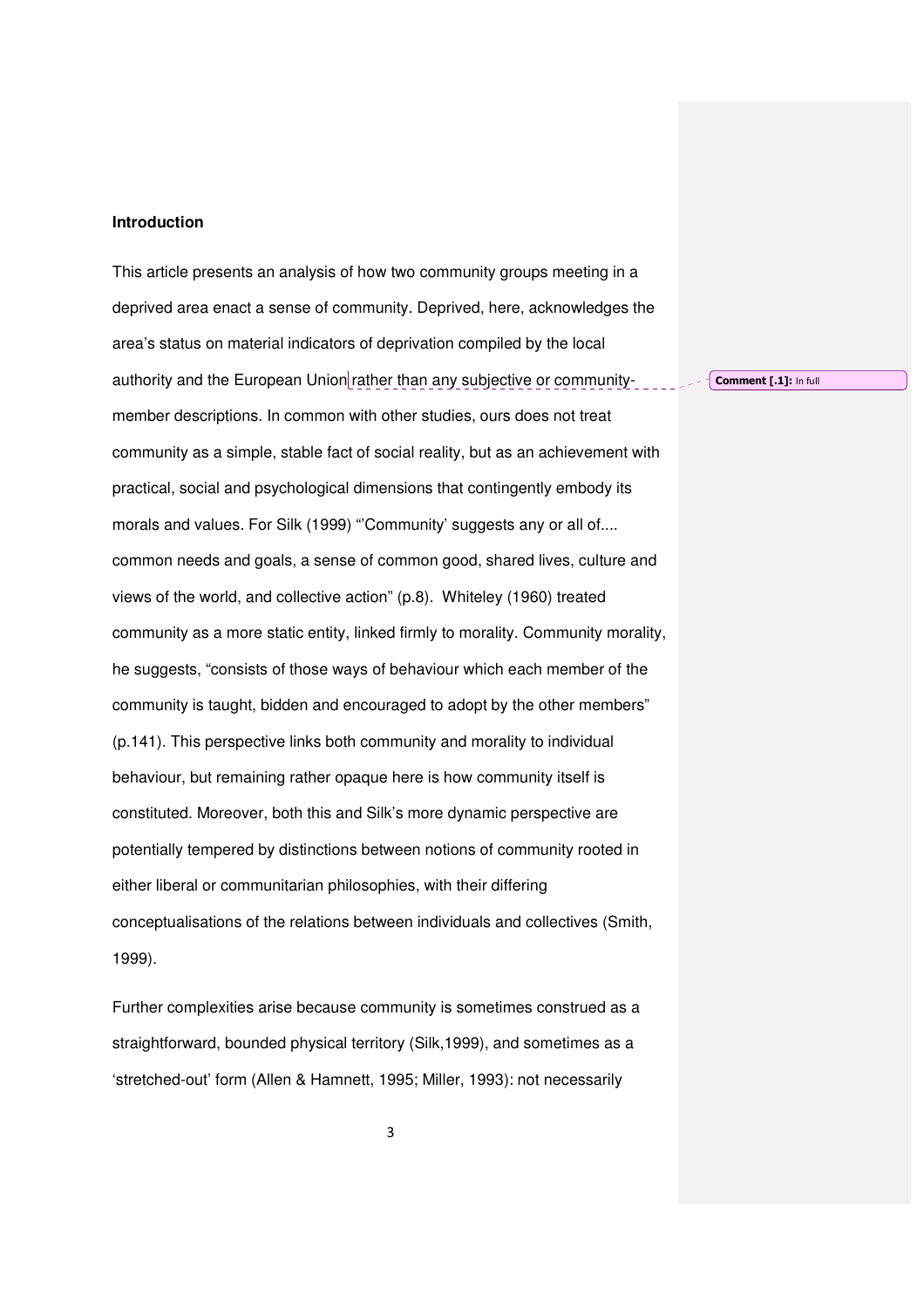## Introduction

This article presents an analysis of how two community groups meeting in a deprived area enact a sense of community. Deprived, here, acknowledges the area's status on material indicators of deprivation compiled by the local authority and the European Union rather than any subjective or community-member descriptions. In common with other studies, ours does not treat community as a simple, stable fact of social reality, but as an achievement with practical, social and psychological dimensions that contingently embody its morals and values. For Silk (1999) "'Community' suggests any or all of.... common needs and goals, a sense of common good, shared lives, culture and views of the world, and collective action" (p.8). Whiteley (1960) treated community as a more static entity, linked firmly to morality. Community morality, he suggests, "consists of those ways of behaviour which each member of the community is taught, bidden and encouraged to adopt by the other members" (p.141). This perspective links both community and morality to individual behaviour, but remaining rather opaque here is how community itself is constituted. Moreover, both this and Silk's more dynamic perspective are potentially tempered by distinctions between notions of community rooted in either liberal or communitarian philosophies, with their differing conceptualisations of the relations between individuals and collectives (Smith, 1999).

Further complexities arise because community is sometimes construed as a straightforward, bounded physical territory (Silk,1999), and sometimes as a 'stretched-out' form (Allen & Hamnett, 1995; Miller, 1993): not necessarily

**Comment [.1]:** In full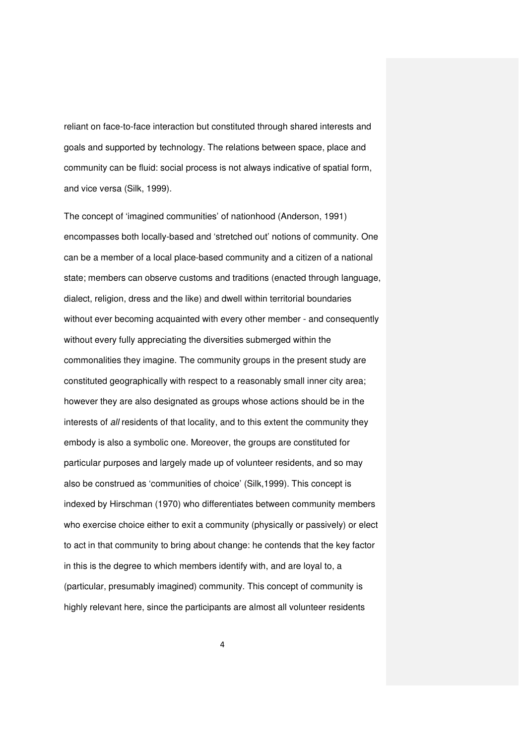reliant on face-to-face interaction but constituted through shared interests and goals and supported by technology. The relations between space, place and community can be fluid: social process is not always indicative of spatial form, and vice versa (Silk, 1999).

The concept of 'imagined communities' of nationhood (Anderson, 1991) encompasses both locally-based and 'stretched out' notions of community. One can be a member of a local place-based community and a citizen of a national state; members can observe customs and traditions (enacted through language, dialect, religion, dress and the like) and dwell within territorial boundaries without ever becoming acquainted with every other member - and consequently without every fully appreciating the diversities submerged within the commonalities they imagine. The community groups in the present study are constituted geographically with respect to a reasonably small inner city area; however they are also designated as groups whose actions should be in the interests of *all* residents of that locality, and to this extent the community they embody is also a symbolic one. Moreover, the groups are constituted for particular purposes and largely made up of volunteer residents, and so may also be construed as 'communities of choice' (Silk,1999). This concept is indexed by Hirschman (1970) who differentiates between community members who exercise choice either to exit a community (physically or passively) or elect to act in that community to bring about change: he contends that the key factor in this is the degree to which members identify with, and are loyal to, a (particular, presumably imagined) community. This concept of community is highly relevant here, since the participants are almost all volunteer residents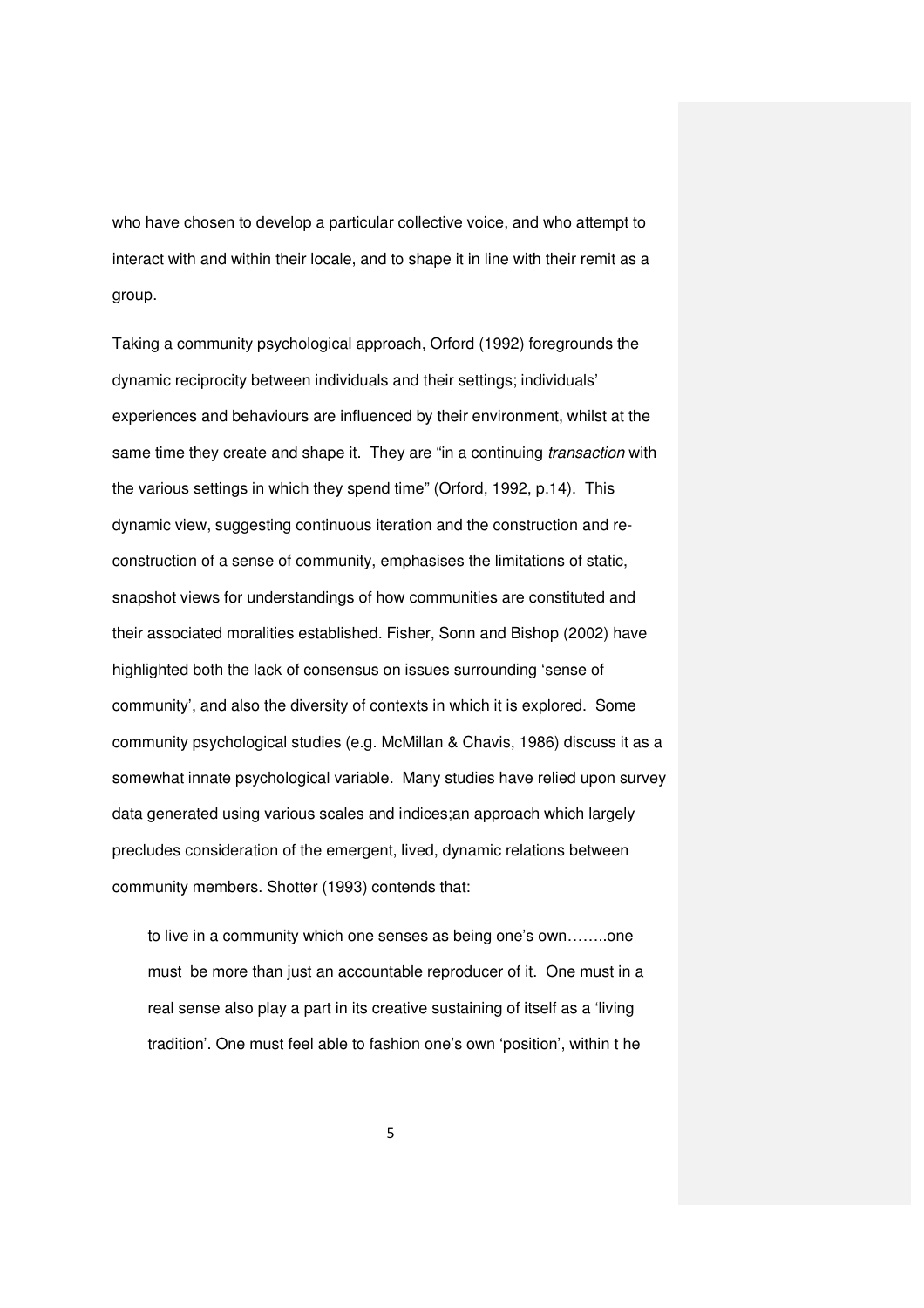who have chosen to develop a particular collective voice, and who attempt to interact with and within their locale, and to shape it in line with their remit as a group.

Taking a community psychological approach, Orford (1992) foregrounds the dynamic reciprocity between individuals and their settings; individuals' experiences and behaviours are influenced by their environment, whilst at the same time they create and shape it. They are "in a continuing *transaction* with the various settings in which they spend time" (Orford, 1992, p.14). This dynamic view, suggesting continuous iteration and the construction and re-construction of a sense of community, emphasises the limitations of static, snapshot views for understandings of how communities are constituted and their associated moralities established. Fisher, Sonn and Bishop (2002) have highlighted both the lack of consensus on issues surrounding 'sense of community', and also the diversity of contexts in which it is explored. Some community psychological studies (e.g. McMillan & Chavis, 1986) discuss it as a somewhat innate psychological variable. Many studies have relied upon survey data generated using various scales and indices;an approach which largely precludes consideration of the emergent, lived, dynamic relations between community members. Shotter (1993) contends that:

> to live in a community which one senses as being one's own……..one must be more than just an accountable reproducer of it. One must in a real sense also play a part in its creative sustaining of itself as a 'living tradition'. One must feel able to fashion one's own 'position', within t he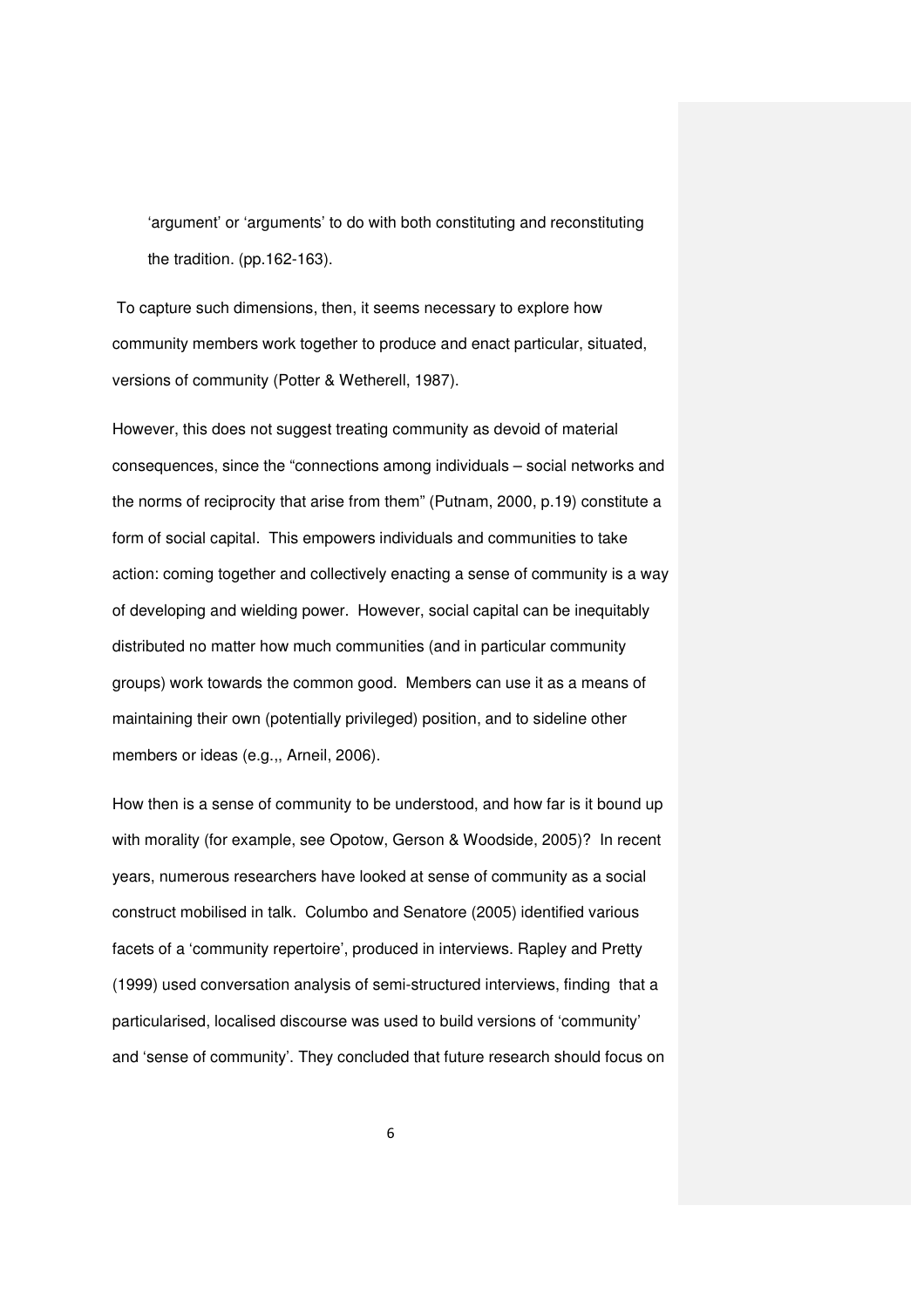> 'argument' or 'arguments' to do with both constituting and reconstituting the tradition. (pp.162-163).

To capture such dimensions, then, it seems necessary to explore how community members work together to produce and enact particular, situated, versions of community (Potter & Wetherell, 1987).

However, this does not suggest treating community as devoid of material consequences, since the "connections among individuals – social networks and the norms of reciprocity that arise from them" (Putnam, 2000, p.19) constitute a form of social capital. This empowers individuals and communities to take action: coming together and collectively enacting a sense of community is a way of developing and wielding power. However, social capital can be inequitably distributed no matter how much communities (and in particular community groups) work towards the common good. Members can use it as a means of maintaining their own (potentially privileged) position, and to sideline other members or ideas (e.g.,, Arneil, 2006).

How then is a sense of community to be understood, and how far is it bound up with morality (for example, see Opotow, Gerson & Woodside, 2005)? In recent years, numerous researchers have looked at sense of community as a social construct mobilised in talk. Columbo and Senatore (2005) identified various facets of a 'community repertoire', produced in interviews. Rapley and Pretty (1999) used conversation analysis of semi-structured interviews, finding that a particularised, localised discourse was used to build versions of 'community' and 'sense of community'. They concluded that future research should focus on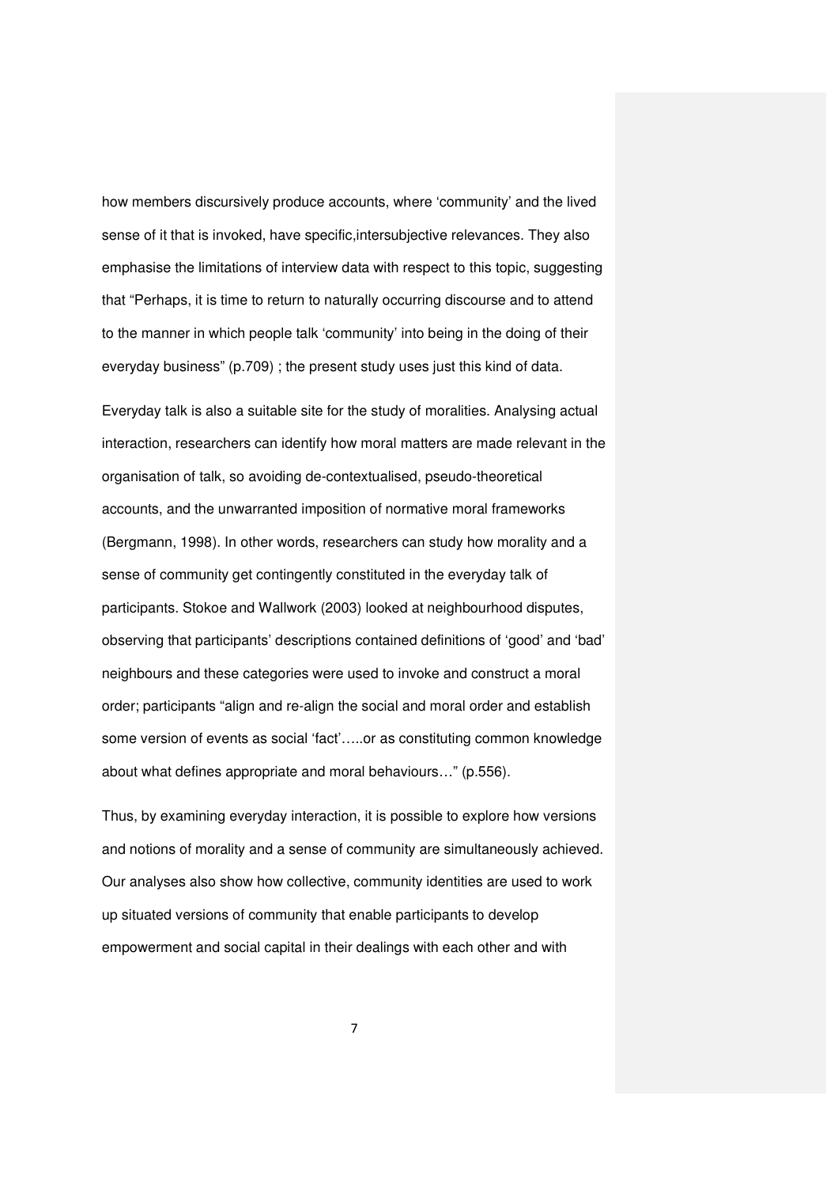how members discursively produce accounts, where 'community' and the lived sense of it that is invoked, have specific,intersubjective relevances. They also emphasise the limitations of interview data with respect to this topic, suggesting that "Perhaps, it is time to return to naturally occurring discourse and to attend to the manner in which people talk 'community' into being in the doing of their everyday business" (p.709) ; the present study uses just this kind of data.

Everyday talk is also a suitable site for the study of moralities. Analysing actual interaction, researchers can identify how moral matters are made relevant in the organisation of talk, so avoiding de-contextualised, pseudo-theoretical accounts, and the unwarranted imposition of normative moral frameworks (Bergmann, 1998). In other words, researchers can study how morality and a sense of community get contingently constituted in the everyday talk of participants. Stokoe and Wallwork (2003) looked at neighbourhood disputes, observing that participants' descriptions contained definitions of 'good' and 'bad' neighbours and these categories were used to invoke and construct a moral order; participants "align and re-align the social and moral order and establish some version of events as social 'fact'…..or as constituting common knowledge about what defines appropriate and moral behaviours…" (p.556).

Thus, by examining everyday interaction, it is possible to explore how versions and notions of morality and a sense of community are simultaneously achieved. Our analyses also show how collective, community identities are used to work up situated versions of community that enable participants to develop empowerment and social capital in their dealings with each other and with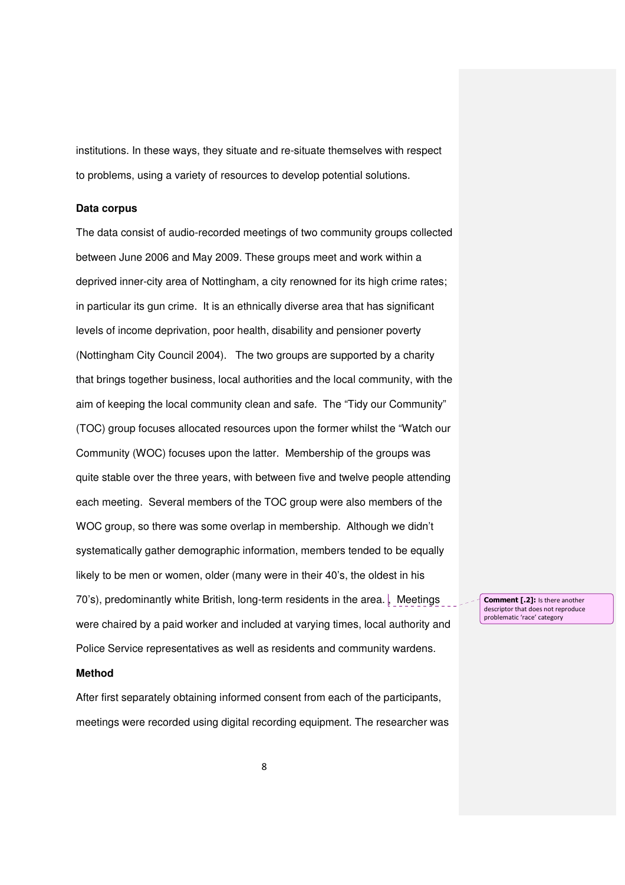institutions. In these ways, they situate and re-situate themselves with respect to problems, using a variety of resources to develop potential solutions.

**Data corpus**

The data consist of audio-recorded meetings of two community groups collected between June 2006 and May 2009. These groups meet and work within a deprived inner-city area of Nottingham, a city renowned for its high crime rates; in particular its gun crime. It is an ethnically diverse area that has significant levels of income deprivation, poor health, disability and pensioner poverty (Nottingham City Council 2004). The two groups are supported by a charity that brings together business, local authorities and the local community, with the aim of keeping the local community clean and safe. The "Tidy our Community" (TOC) group focuses allocated resources upon the former whilst the "Watch our Community (WOC) focuses upon the latter. Membership of the groups was quite stable over the three years, with between five and twelve people attending each meeting. Several members of the TOC group were also members of the WOC group, so there was some overlap in membership. Although we didn't systematically gather demographic information, members tended to be equally likely to be men or women, older (many were in their 40's, the oldest in his 70's), predominantly white British, long-term residents in the area. . Meetings were chaired by a paid worker and included at varying times, local authority and Police Service representatives as well as residents and community wardens.

**Comment [.2]:** Is there another descriptor that does not reproduce problematic 'race' category

**Method**

After first separately obtaining informed consent from each of the participants, meetings were recorded using digital recording equipment. The researcher was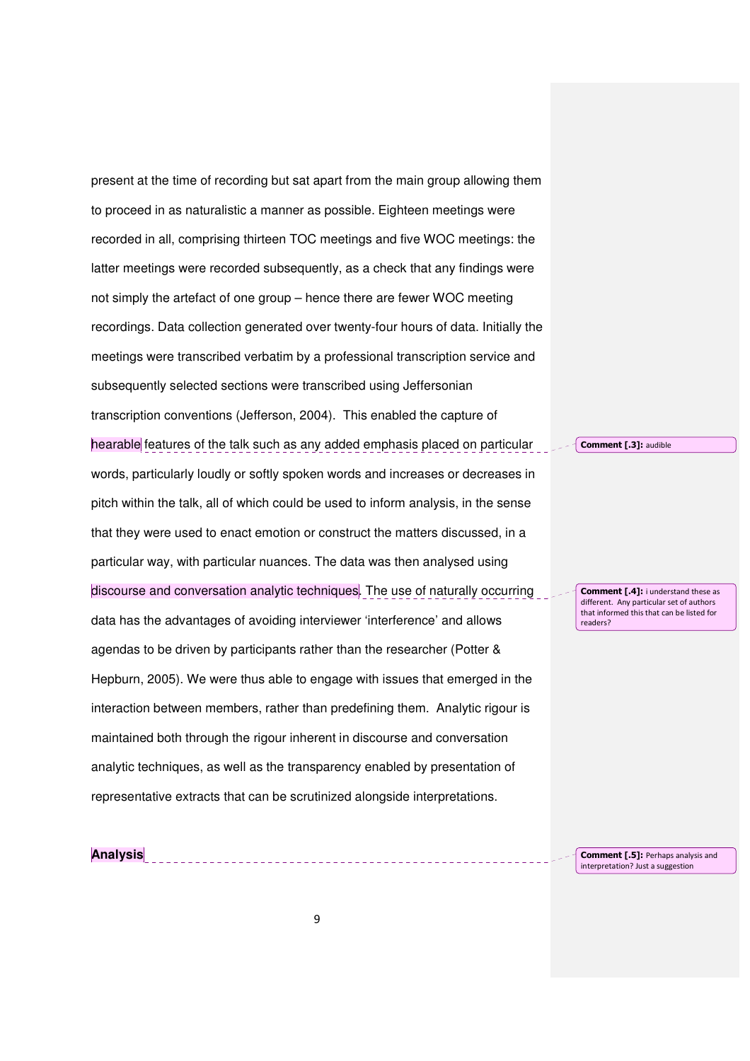present at the time of recording but sat apart from the main group allowing them to proceed in as naturalistic a manner as possible. Eighteen meetings were recorded in all, comprising thirteen TOC meetings and five WOC meetings: the latter meetings were recorded subsequently, as a check that any findings were not simply the artefact of one group – hence there are fewer WOC meeting recordings. Data collection generated over twenty-four hours of data. Initially the meetings were transcribed verbatim by a professional transcription service and subsequently selected sections were transcribed using Jeffersonian transcription conventions (Jefferson, 2004). This enabled the capture of hearable features of the talk such as any added emphasis placed on particular words, particularly loudly or softly spoken words and increases or decreases in pitch within the talk, all of which could be used to inform analysis, in the sense that they were used to enact emotion or construct the matters discussed, in a particular way, with particular nuances. The data was then analysed using discourse and conversation analytic techniques. The use of naturally occurring data has the advantages of avoiding interviewer 'interference' and allows agendas to be driven by participants rather than the researcher (Potter & Hepburn, 2005). We were thus able to engage with issues that emerged in the interaction between members, rather than predefining them. Analytic rigour is maintained both through the rigour inherent in discourse and conversation analytic techniques, as well as the transparency enabled by presentation of representative extracts that can be scrutinized alongside interpretations.

**Analysis**

**Comment [.3]:** audible

**Comment [.4]:** i understand these as different. Any particular set of authors that informed this that can be listed for readers?

**Comment [.5]:** Perhaps analysis and interpretation? Just a suggestion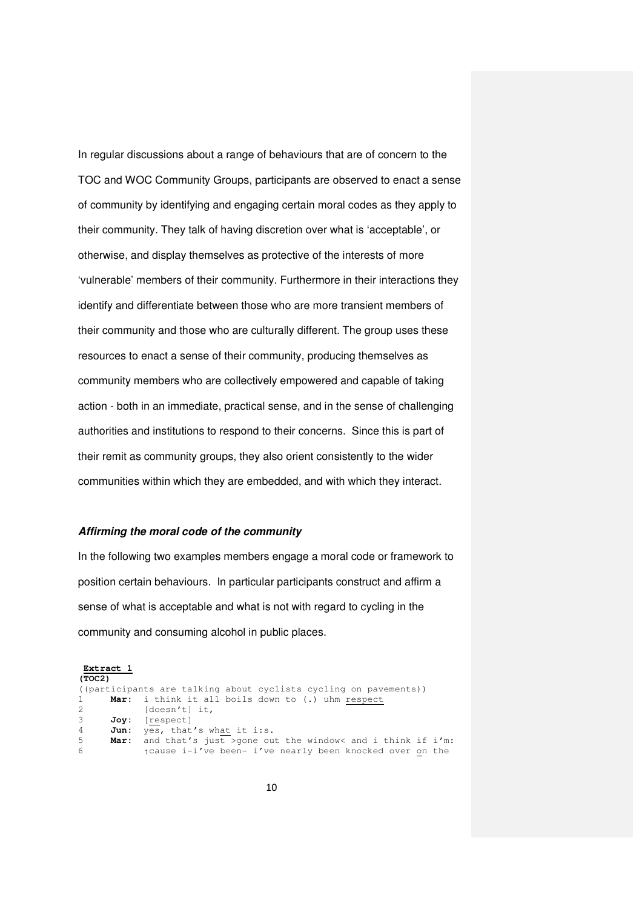In regular discussions about a range of behaviours that are of concern to the TOC and WOC Community Groups, participants are observed to enact a sense of community by identifying and engaging certain moral codes as they apply to their community. They talk of having discretion over what is 'acceptable', or otherwise, and display themselves as protective of the interests of more 'vulnerable' members of their community. Furthermore in their interactions they identify and differentiate between those who are more transient members of their community and those who are culturally different. The group uses these resources to enact a sense of their community, producing themselves as community members who are collectively empowered and capable of taking action - both in an immediate, practical sense, and in the sense of challenging authorities and institutions to respond to their concerns. Since this is part of their remit as community groups, they also orient consistently to the wider communities within which they are embedded, and with which they interact.

### ***Affirming the moral code of the community***

In the following two examples members engage a moral code or framework to position certain behaviours. In particular participants construct and affirm a sense of what is acceptable and what is not with regard to cycling in the community and consuming alcohol in public places.

**Extract 1**
**(TOC2)**

```
((participants are talking about cyclists cycling on pavements))
1     Mar:  i think it all boils down to (.) uhm respect
2           [doesn't] it,
3     Joy:  [respect]
4     Jun:  yes, that's what it i:s.
5     Mar:  and that's just >gone out the window< and i think if i'm:
6           ↑cause i-i've been- i've nearly been knocked over on the
```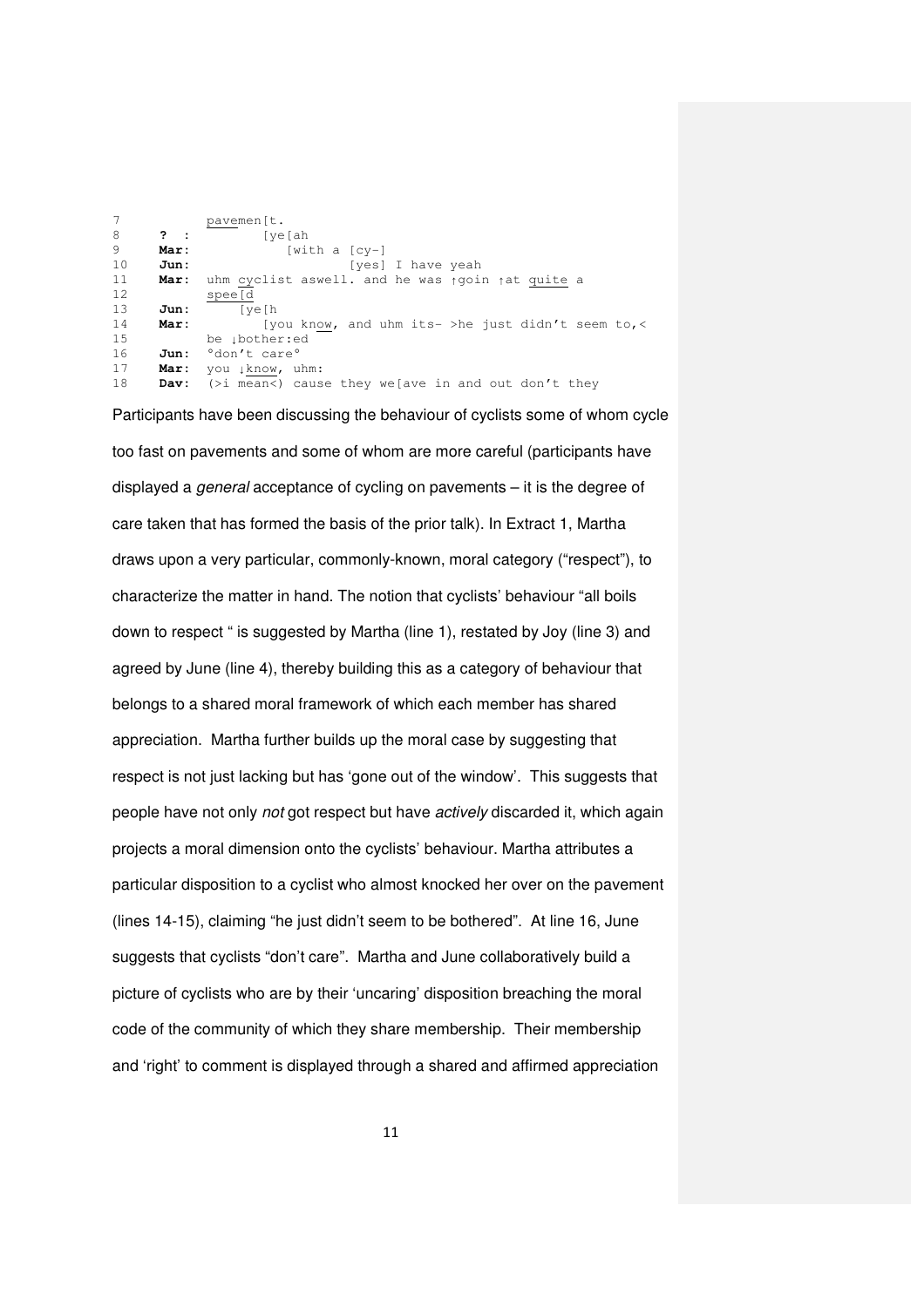```
7              pavemen[t.
8     ? :           [ye[ah
9     Mar:             [with a [cy-]
10    Jun:                     [yes] I have yeah
11    Mar:  uhm cyclist aswell. and he was ↑goin ↑at quite a
12          spee[d
13    Jun:      [ye[h
14    Mar:         [you know, and uhm its- >he just didn't seem to,<
15          be ↓bother:ed
16    Jun:  °don't care°
17    Mar:  you ↓know, uhm:
18    Dav:  (>i mean<) cause they we[ave in and out don't they
```

Participants have been discussing the behaviour of cyclists some of whom cycle too fast on pavements and some of whom are more careful (participants have displayed a *general* acceptance of cycling on pavements – it is the degree of care taken that has formed the basis of the prior talk). In Extract 1, Martha draws upon a very particular, commonly-known, moral category ("respect"), to characterize the matter in hand. The notion that cyclists' behaviour "all boils down to respect " is suggested by Martha (line 1), restated by Joy (line 3) and agreed by June (line 4), thereby building this as a category of behaviour that belongs to a shared moral framework of which each member has shared appreciation. Martha further builds up the moral case by suggesting that respect is not just lacking but has 'gone out of the window'. This suggests that people have not only *not* got respect but have *actively* discarded it, which again projects a moral dimension onto the cyclists' behaviour. Martha attributes a particular disposition to a cyclist who almost knocked her over on the pavement (lines 14-15), claiming "he just didn't seem to be bothered". At line 16, June suggests that cyclists "don't care". Martha and June collaboratively build a picture of cyclists who are by their 'uncaring' disposition breaching the moral code of the community of which they share membership. Their membership and 'right' to comment is displayed through a shared and affirmed appreciation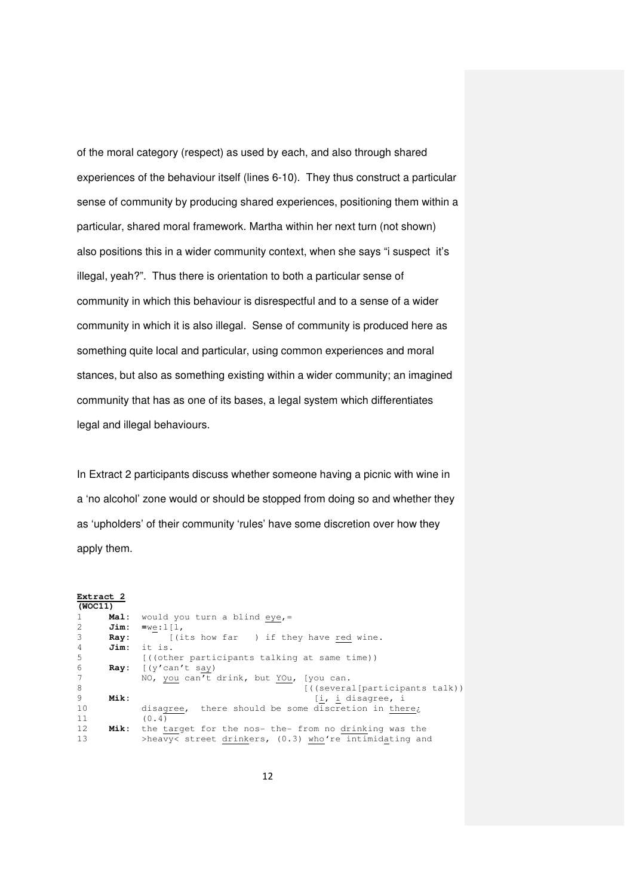of the moral category (respect) as used by each, and also through shared experiences of the behaviour itself (lines 6-10). They thus construct a particular sense of community by producing shared experiences, positioning them within a particular, shared moral framework. Martha within her next turn (not shown) also positions this in a wider community context, when she says "i suspect it's illegal, yeah?". Thus there is orientation to both a particular sense of community in which this behaviour is disrespectful and to a sense of a wider community in which it is also illegal. Sense of community is produced here as something quite local and particular, using common experiences and moral stances, but also as something existing within a wider community; an imagined community that has as one of its bases, a legal system which differentiates legal and illegal behaviours.

In Extract 2 participants discuss whether someone having a picnic with wine in a 'no alcohol' zone would or should be stopped from doing so and whether they as 'upholders' of their community 'rules' have some discretion over how they apply them.

**Extract 2**
**(WOC11)**

```
1      Mal:  would you turn a blind eye,=
2      Jim:  =we:l[l,
3      Ray:       [(its how far   ) if they have red wine.
4      Jim:  it is.
5            [((other participants talking at same time))
6      Ray:  [(y'can't say)
7            NO, you can't drink, but YOu, [you can.
8                                          [((several[participants talk))
9      Mik:                                          [i, i disagree, i
10           disagree,  there should be some discretion in there¿
11           (0.4)
12     Mik:  the target for the nos- the- from no drinking was the
13           >heavy< street drinkers, (0.3) who're intimidating and
```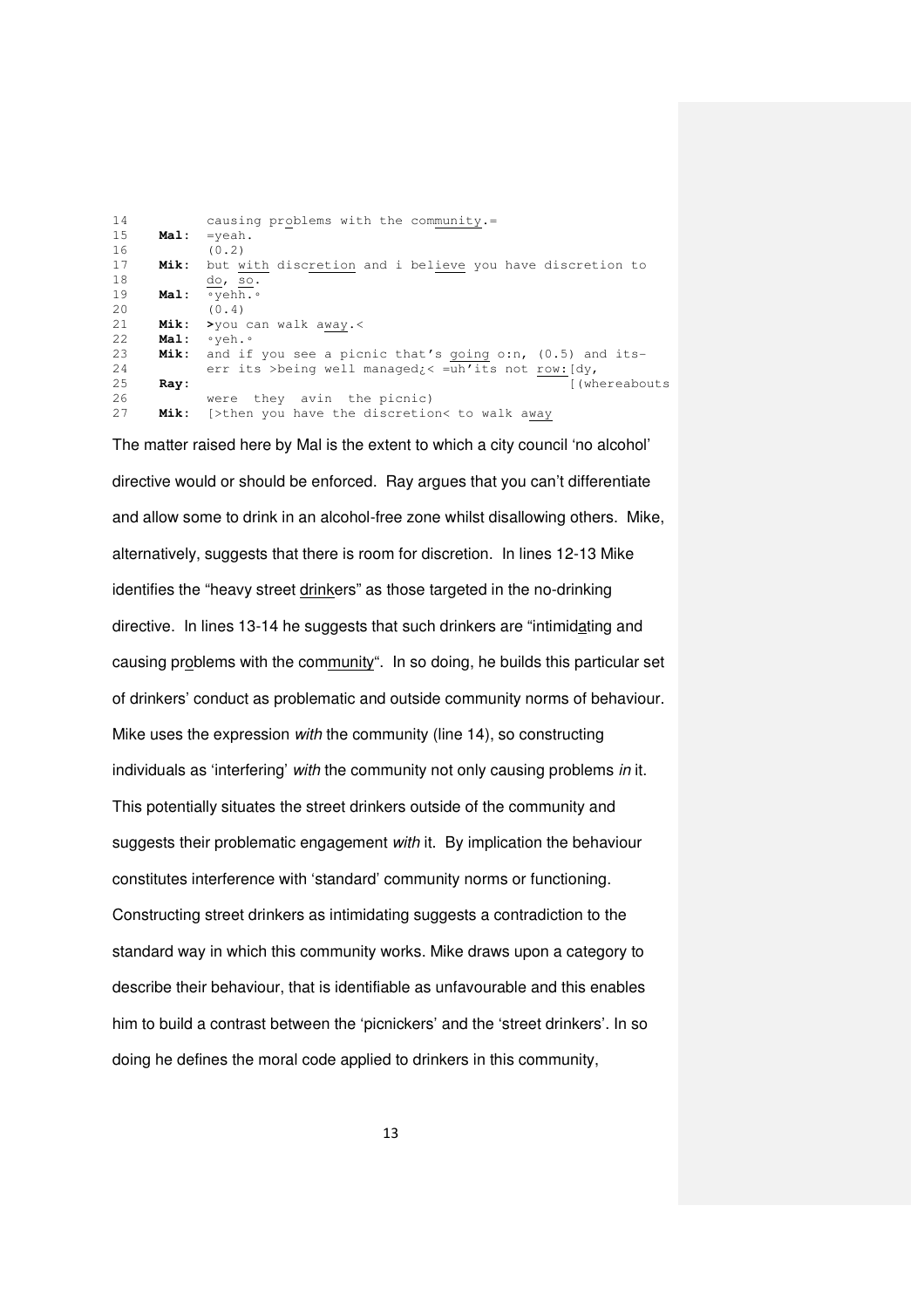```
14          causing problems with the community.=
15   Mal:   =yeah.
16          (0.2)
17   Mik:   but with discretion and i believe you have discretion to
18          do, so.
19   Mal:   °yehh.°
20          (0.4)
21   Mik:   >you can walk away.<
22   Mal:   °yeh.°
23   Mik:   and if you see a picnic that's going o:n, (0.5) and its-
24          err its >being well managed¿< =uh'its not row:[dy,
25   Ray:                                                  [(whereabouts
26          were  they  avin  the picnic)
27   Mik:   [>then you have the discretion< to walk away
```

The matter raised here by Mal is the extent to which a city council 'no alcohol' directive would or should be enforced. Ray argues that you can't differentiate and allow some to drink in an alcohol-free zone whilst disallowing others. Mike, alternatively, suggests that there is room for discretion. In lines 12-13 Mike identifies the "heavy street drinkers" as those targeted in the no-drinking directive. In lines 13-14 he suggests that such drinkers are "intimidating and causing problems with the community". In so doing, he builds this particular set of drinkers' conduct as problematic and outside community norms of behaviour. Mike uses the expression *with* the community (line 14), so constructing individuals as 'interfering' *with* the community not only causing problems *in* it. This potentially situates the street drinkers outside of the community and suggests their problematic engagement *with* it. By implication the behaviour constitutes interference with 'standard' community norms or functioning. Constructing street drinkers as intimidating suggests a contradiction to the standard way in which this community works. Mike draws upon a category to describe their behaviour, that is identifiable as unfavourable and this enables him to build a contrast between the 'picnickers' and the 'street drinkers'. In so doing he defines the moral code applied to drinkers in this community,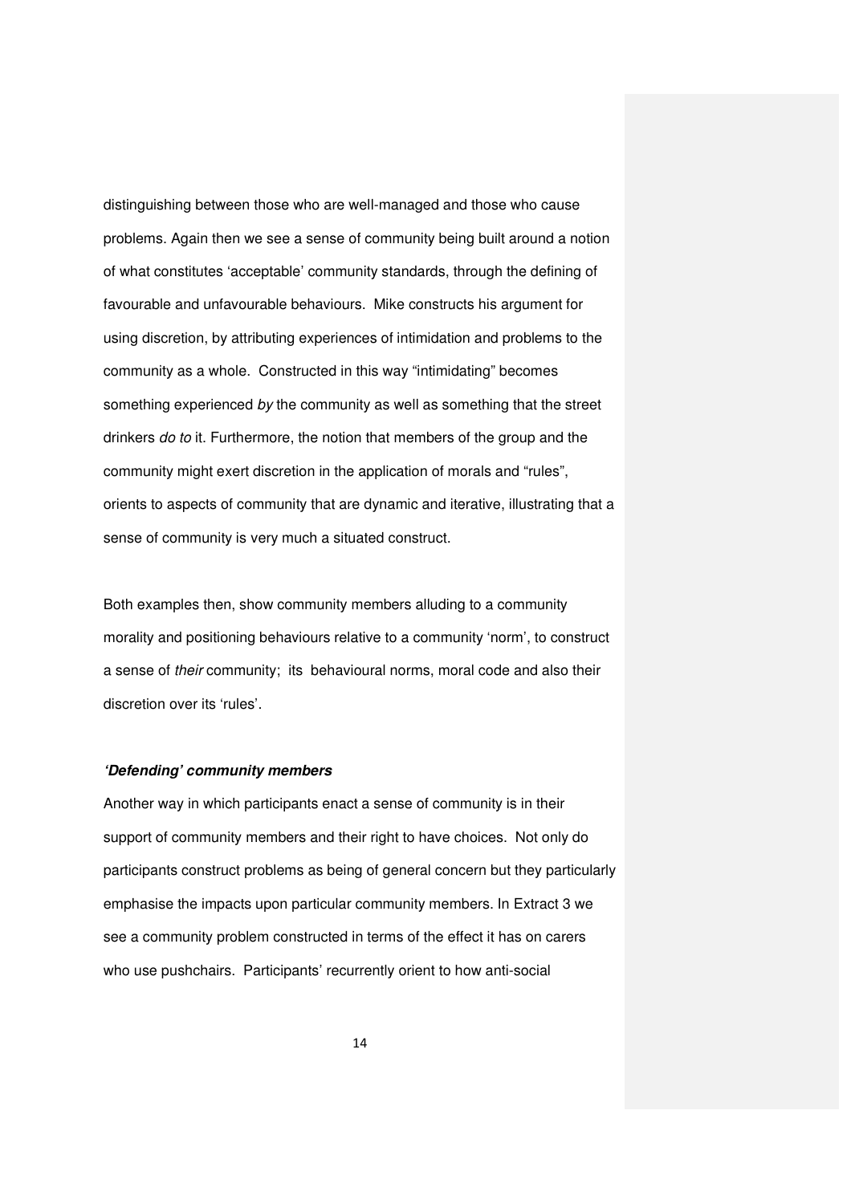distinguishing between those who are well-managed and those who cause problems. Again then we see a sense of community being built around a notion of what constitutes 'acceptable' community standards, through the defining of favourable and unfavourable behaviours. Mike constructs his argument for using discretion, by attributing experiences of intimidation and problems to the community as a whole. Constructed in this way "intimidating" becomes something experienced *by* the community as well as something that the street drinkers *do to* it. Furthermore, the notion that members of the group and the community might exert discretion in the application of morals and "rules", orients to aspects of community that are dynamic and iterative, illustrating that a sense of community is very much a situated construct.

Both examples then, show community members alluding to a community morality and positioning behaviours relative to a community 'norm', to construct a sense of *their* community; its behavioural norms, moral code and also their discretion over its 'rules'.

### *'Defending' community members*

Another way in which participants enact a sense of community is in their support of community members and their right to have choices. Not only do participants construct problems as being of general concern but they particularly emphasise the impacts upon particular community members. In Extract 3 we see a community problem constructed in terms of the effect it has on carers who use pushchairs. Participants' recurrently orient to how anti-social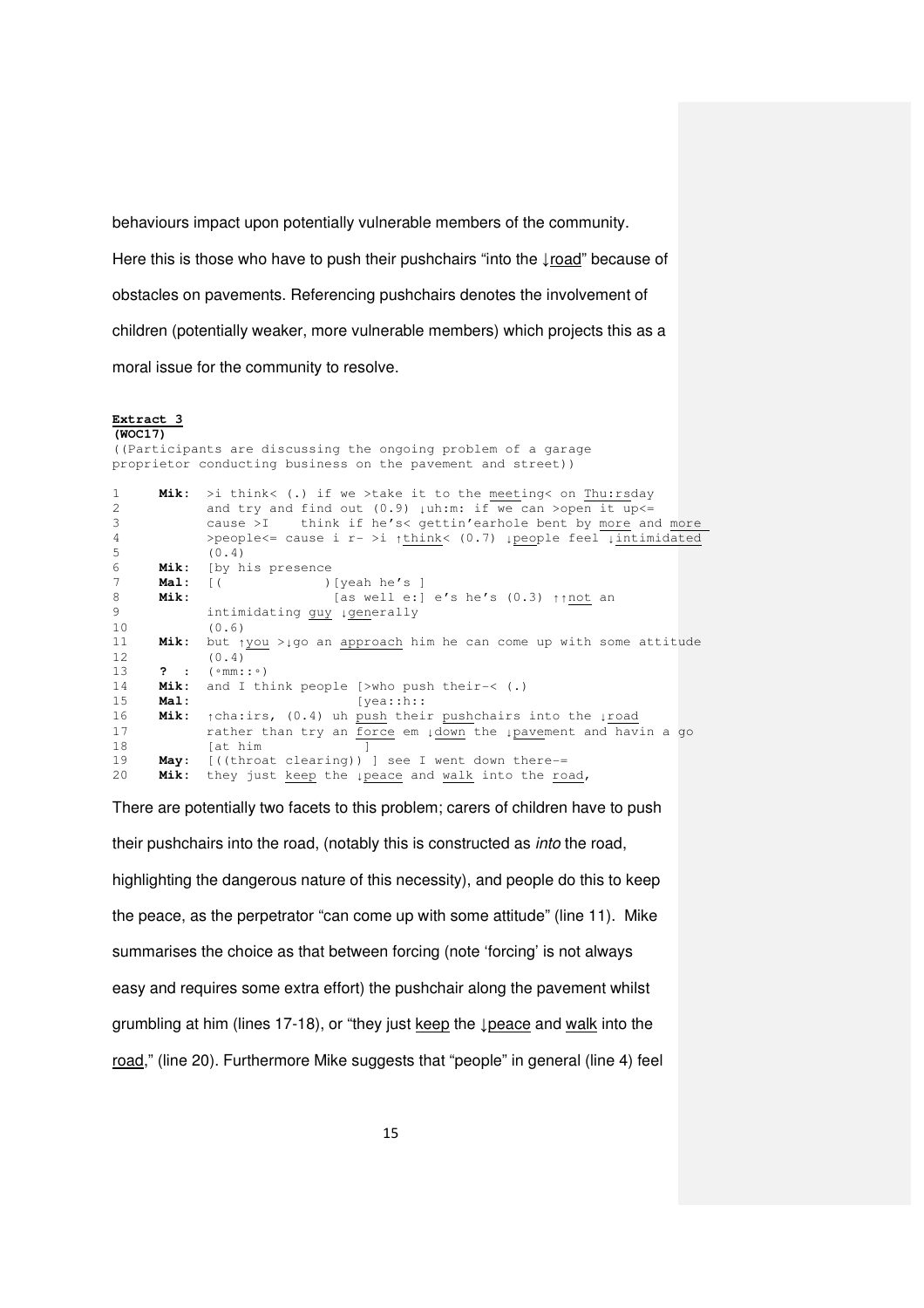behaviours impact upon potentially vulnerable members of the community. Here this is those who have to push their pushchairs "into the ↓road" because of obstacles on pavements. Referencing pushchairs denotes the involvement of children (potentially weaker, more vulnerable members) which projects this as a moral issue for the community to resolve.

**Extract 3**
**(WOC17)**

```
((Participants are discussing the ongoing problem of a garage
proprietor conducting business on the pavement and street))

1    Mik:  >i think< (.) if we >take it to the meeting< on Thu:rsday
2          and try and find out (0.9) ↓uh:m: if we can >open it up<=
3          cause >I    think if he's< gettin'earhole bent by more and more
4          >people<= cause i r- >i ↑think< (0.7) ↓people feel ↓intimidated
5          (0.4)
6    Mik:  [by his presence
7    Mal:  [(              )[yeah he's ]
8    Mik:                   [as well e:] e's he's (0.3) ↑↑not an
9          intimidating guy ↓generally
10         (0.6)
11   Mik:  but ↑you >↓go an approach him he can come up with some attitude
12         (0.4)
13   ? :   (°mm::°)
14   Mik:  and I think people [>who push their-< (.)
15   Mal:                     [yea::h::
16   Mik:  ↑cha:irs, (0.4) uh push their pushchairs into the ↓road
17         rather than try an force em ↓down the ↓pavement and havin a go
18         [at him             ]
19   May:  [((throat clearing)) ] see I went down there-=
20   Mik:  they just keep the ↓peace and walk into the road,
```

There are potentially two facets to this problem; carers of children have to push their pushchairs into the road, (notably this is constructed as *into* the road, highlighting the dangerous nature of this necessity), and people do this to keep the peace, as the perpetrator "can come up with some attitude" (line 11). Mike summarises the choice as that between forcing (note 'forcing' is not always easy and requires some extra effort) the pushchair along the pavement whilst grumbling at him (lines 17-18), or "they just keep the ↓peace and walk into the road," (line 20). Furthermore Mike suggests that "people" in general (line 4) feel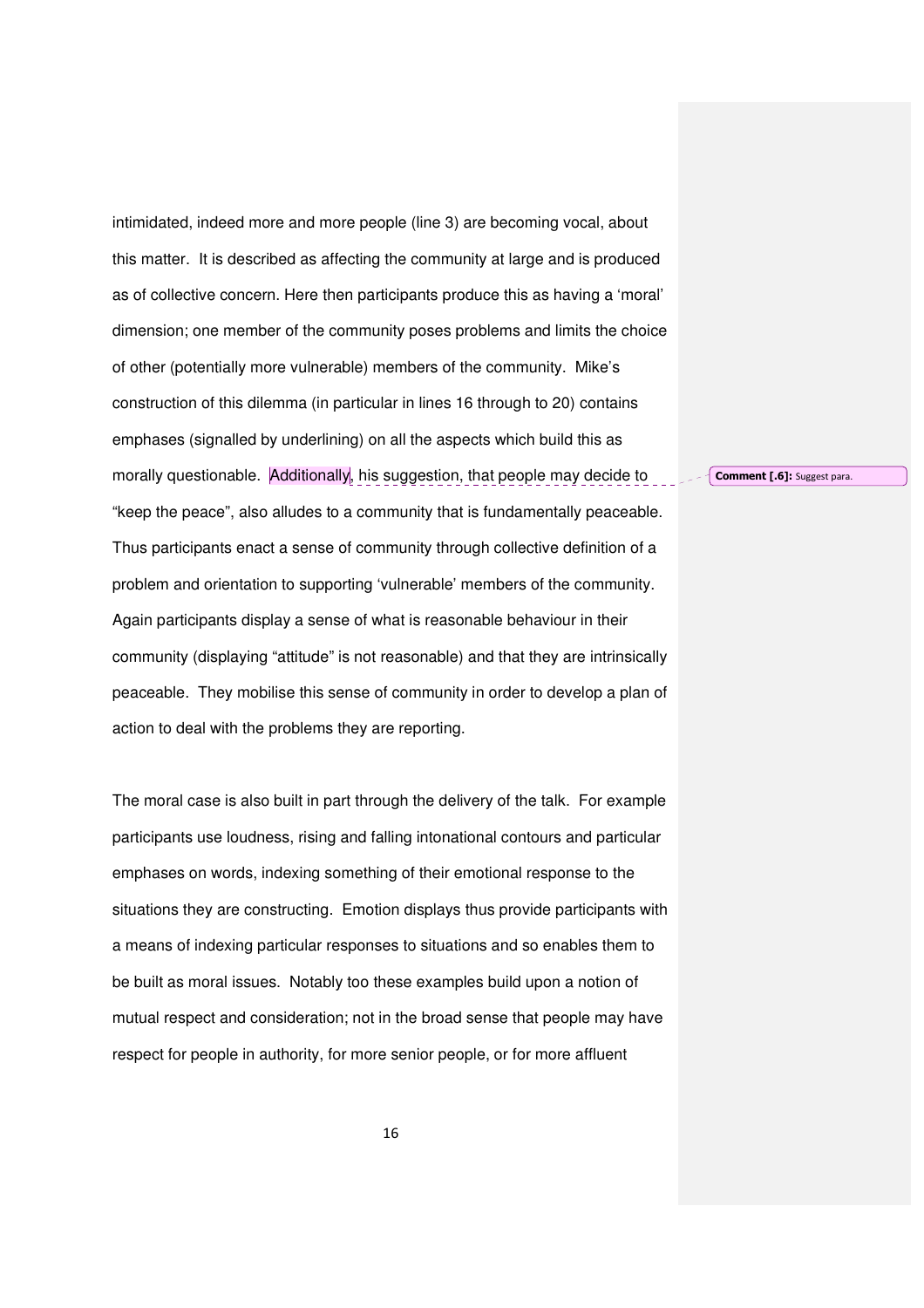intimidated, indeed more and more people (line 3) are becoming vocal, about this matter. It is described as affecting the community at large and is produced as of collective concern. Here then participants produce this as having a 'moral' dimension; one member of the community poses problems and limits the choice of other (potentially more vulnerable) members of the community. Mike's construction of this dilemma (in particular in lines 16 through to 20) contains emphases (signalled by underlining) on all the aspects which build this as morally questionable. Additionally, his suggestion, that people may decide to "keep the peace", also alludes to a community that is fundamentally peaceable. Thus participants enact a sense of community through collective definition of a problem and orientation to supporting 'vulnerable' members of the community. Again participants display a sense of what is reasonable behaviour in their community (displaying "attitude" is not reasonable) and that they are intrinsically peaceable. They mobilise this sense of community in order to develop a plan of action to deal with the problems they are reporting.

**Comment [.6]:** Suggest para.

The moral case is also built in part through the delivery of the talk. For example participants use loudness, rising and falling intonational contours and particular emphases on words, indexing something of their emotional response to the situations they are constructing. Emotion displays thus provide participants with a means of indexing particular responses to situations and so enables them to be built as moral issues. Notably too these examples build upon a notion of mutual respect and consideration; not in the broad sense that people may have respect for people in authority, for more senior people, or for more affluent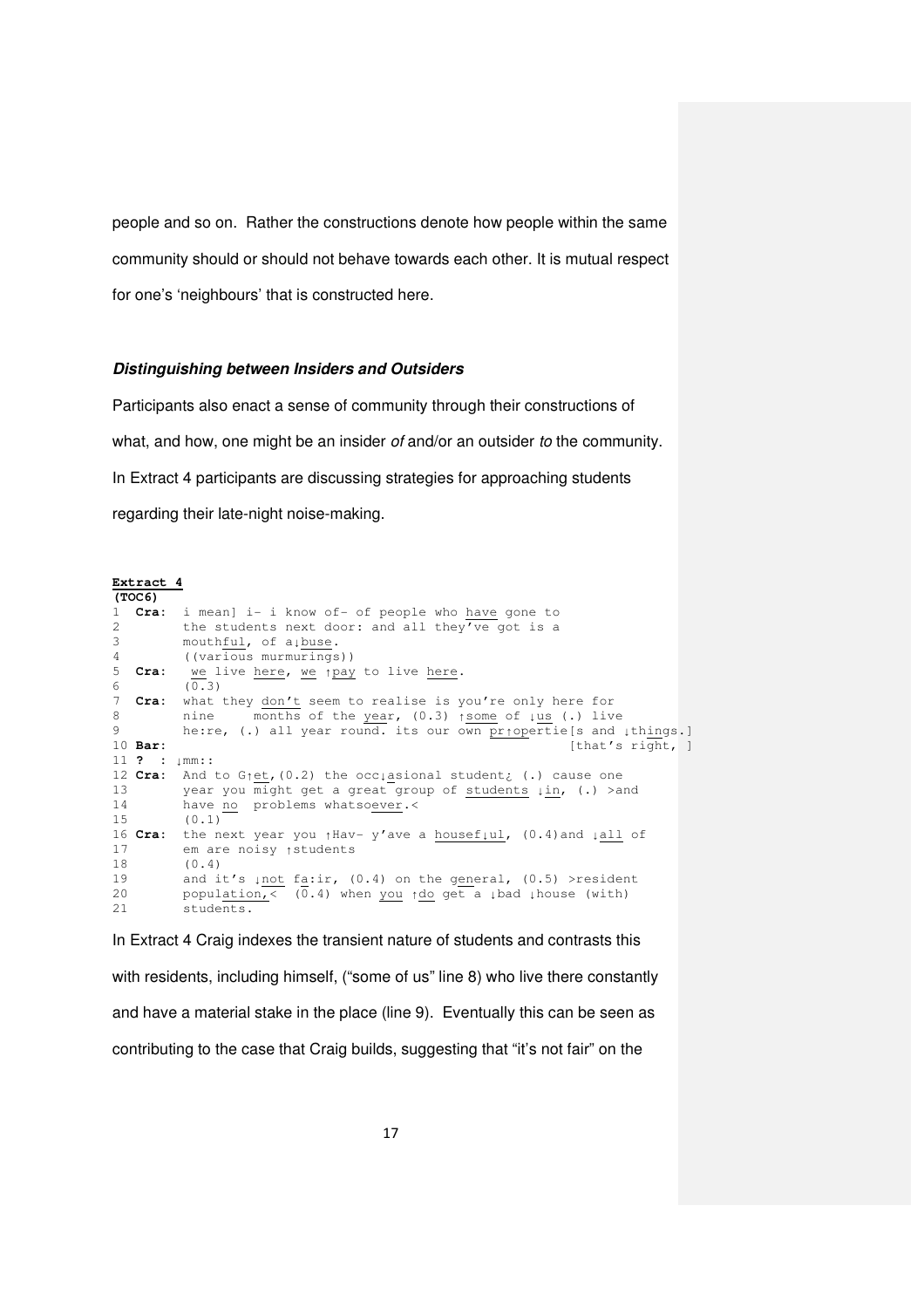people and so on. Rather the constructions denote how people within the same community should or should not behave towards each other. It is mutual respect for one's 'neighbours' that is constructed here.

#### *Distinguishing between Insiders and Outsiders*

Participants also enact a sense of community through their constructions of what, and how, one might be an insider *of* and/or an outsider *to* the community. In Extract 4 participants are discussing strategies for approaching students regarding their late-night noise-making.

**Extract 4**
**(TOC6)**

```
1  Cra:  i mean] i- i know of- of people who have gone to
2        the students next door: and all they've got is a
3        mouthful, of a↓buse.
4        ((various murmurings))
5  Cra:  we live here, we ↑pay to live here.
6        (0.3)
7  Cra:  what they don't seem to realise is you're only here for
8        nine     months of the year, (0.3) ↑some of ↓us (.) live
9        he:re, (.) all year round. its our own pr↑opertie[s and ↓things.]
10 Bar:                                                  [that's right, ]
11 ? :  ↓mm::
12 Cra:  And to G↑et,(0.2) the occ↓asional student¿ (.) cause one
13       year you might get a great group of students ↓in, (.) >and
14       have no  problems whatsoever.<
15       (0.1)
16 Cra:  the next year you ↑Hav- y'ave a housef↓ul, (0.4)and ↓all of
17       em are noisy ↑students
18       (0.4)
19       and it's ↓not fa:ir, (0.4) on the general, (0.5) >resident
20       population,<  (0.4) when you ↑do get a ↓bad ↓house (with)
21       students.
```

In Extract 4 Craig indexes the transient nature of students and contrasts this with residents, including himself, ("some of us" line 8) who live there constantly and have a material stake in the place (line 9). Eventually this can be seen as contributing to the case that Craig builds, suggesting that "it's not fair" on the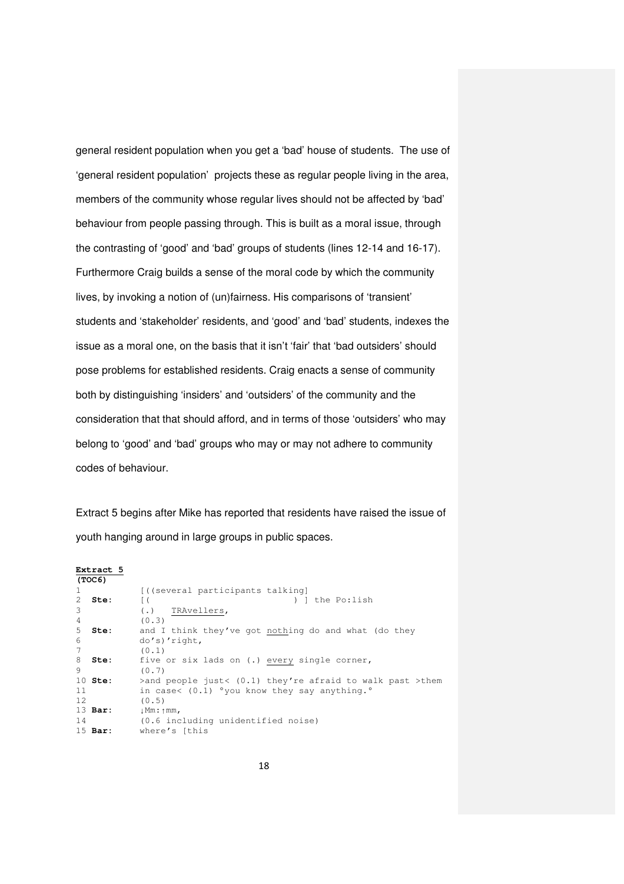general resident population when you get a 'bad' house of students. The use of 'general resident population' projects these as regular people living in the area, members of the community whose regular lives should not be affected by 'bad' behaviour from people passing through. This is built as a moral issue, through the contrasting of 'good' and 'bad' groups of students (lines 12-14 and 16-17). Furthermore Craig builds a sense of the moral code by which the community lives, by invoking a notion of (un)fairness. His comparisons of 'transient' students and 'stakeholder' residents, and 'good' and 'bad' students, indexes the issue as a moral one, on the basis that it isn't 'fair' that 'bad outsiders' should pose problems for established residents. Craig enacts a sense of community both by distinguishing 'insiders' and 'outsiders' of the community and the consideration that that should afford, and in terms of those 'outsiders' who may belong to 'good' and 'bad' groups who may or may not adhere to community codes of behaviour.

Extract 5 begins after Mike has reported that residents have raised the issue of youth hanging around in large groups in public spaces.

**Extract 5**
**(TOC6)**

```
1           [((several participants talking]
2  Ste:     [(                            ) ] the Po:lish
3           (.)   TRAvellers,
4           (0.3)
5  Ste:     and I think they've got nothing do and what (do they
6           do's)'right,
7           (0.1)
8  Ste:     five or six lads on (.) every single corner,
9           (0.7)
10 Ste:     >and people just< (0.1) they're afraid to walk past >them
11          in case< (0.1) °you know they say anything.°
12          (0.5)
13 Bar:     ↓Mm:↑mm,
14          (0.6 including unidentified noise)
15 Bar:     where's [this
```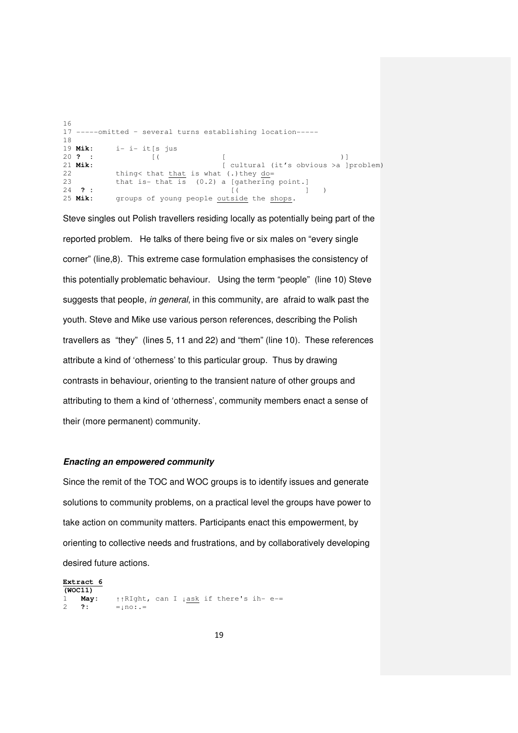```
16
17 -----omitted - several turns establishing location-----
18
19 Mik:      i- i- it[s jus
20 ? :               [(               [                          )]
21 Mik:                               [ cultural (it's obvious >a ]problem)
22           thing< that that is what (.)they do=
23           that is- that is  (0.2) a [gathering point.]
24  ? :                                [(               ]   )
25 Mik:      groups of young people outside the shops.
```

Steve singles out Polish travellers residing locally as potentially being part of the reported problem. He talks of there being five or six males on "every single corner" (line,8). This extreme case formulation emphasises the consistency of this potentially problematic behaviour. Using the term "people" (line 10) Steve suggests that people, *in general*, in this community, are afraid to walk past the youth. Steve and Mike use various person references, describing the Polish travellers as "they" (lines 5, 11 and 22) and "them" (line 10). These references attribute a kind of 'otherness' to this particular group. Thus by drawing contrasts in behaviour, orienting to the transient nature of other groups and attributing to them a kind of 'otherness', community members enact a sense of their (more permanent) community.

### ***Enacting an empowered community***

Since the remit of the TOC and WOC groups is to identify issues and generate solutions to community problems, on a practical level the groups have power to take action on community matters. Participants enact this empowerment, by orienting to collective needs and frustrations, and by collaboratively developing desired future actions.

**Extract 6**
**(WOC11)**

```
1   May:    ↑↑RIght, can I ↓ask if there's ih- e-=
2   ?:      =↓no:.=
```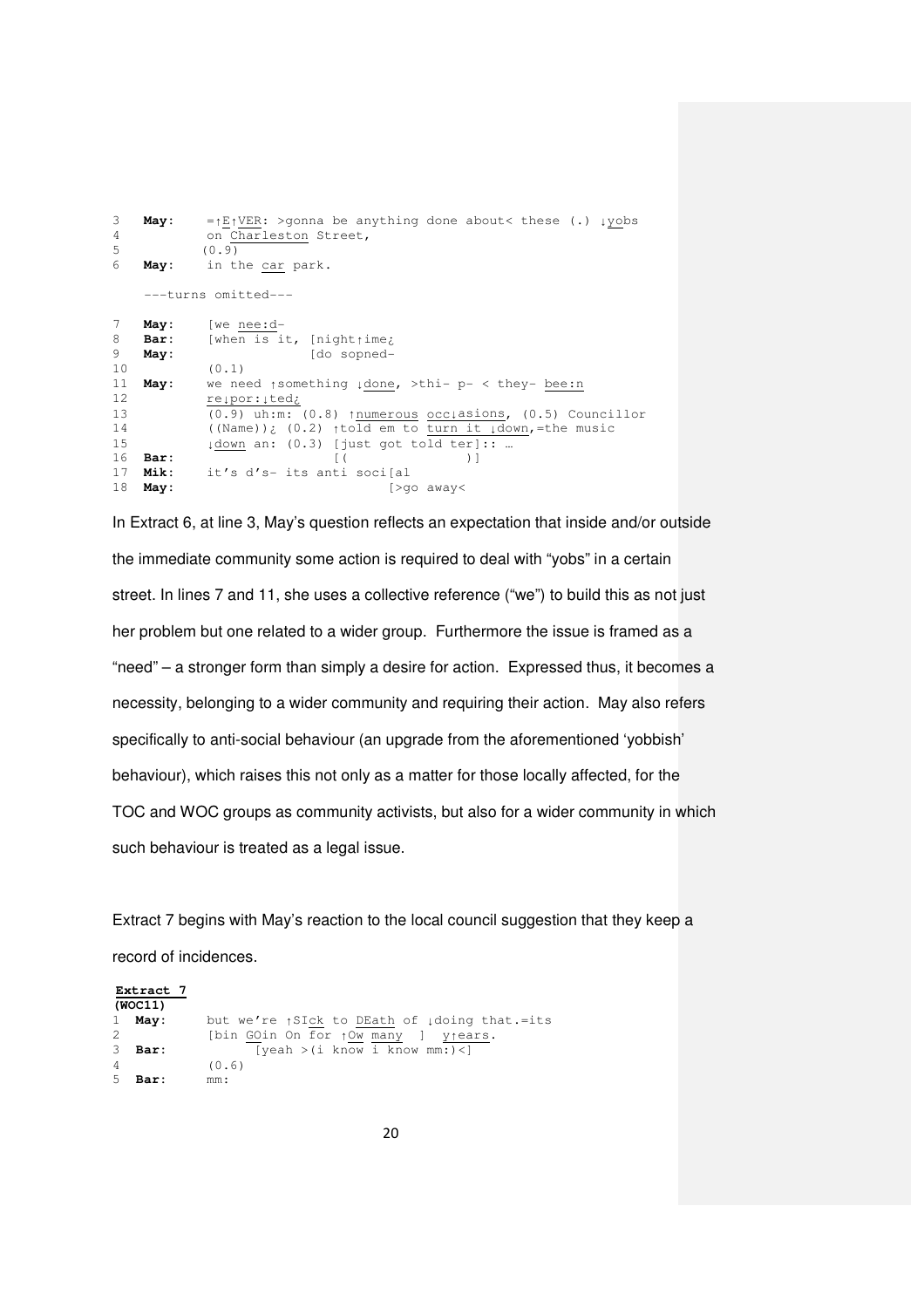```
3   May:     =↑E↑VER: >gonna be anything done about< these (.) ↓yobs
4            on Charleston Street,
5            (0.9)
6   May:     in the car park.

    ---turns omitted---

7   May:     [we nee:d-
8   Bar:     [when is it, [night↑ime¿
9   May:                  [do sopned-
10           (0.1)
11  May:     we need ↑something ↓done, >thi- p- < they- bee:n
12           re↓por:↓ted¿
13           (0.9) uh:m: (0.8) ↑numerous occ↓asions, (0.5) Councillor
14           ((Name))¿ (0.2) ↑told em to turn it ↓down,=the music
15           ↓down an: (0.3) [just got told ter]:: …
16  Bar:                     [(                )]
17  Mik:     it's d's- its anti soci[al
18  May:                            [>go away<
```

In Extract 6, at line 3, May's question reflects an expectation that inside and/or outside the immediate community some action is required to deal with "yobs" in a certain street. In lines 7 and 11, she uses a collective reference ("we") to build this as not just her problem but one related to a wider group. Furthermore the issue is framed as a "need" – a stronger form than simply a desire for action. Expressed thus, it becomes a necessity, belonging to a wider community and requiring their action. May also refers specifically to anti-social behaviour (an upgrade from the aforementioned 'yobbish' behaviour), which raises this not only as a matter for those locally affected, for the TOC and WOC groups as community activists, but also for a wider community in which such behaviour is treated as a legal issue.

Extract 7 begins with May's reaction to the local council suggestion that they keep a record of incidences.

**Extract 7**
**(WOC11)**

```
1  May:     but we're ↑SIck to DEath of ↓doing that.=its
2           [bin GOin On for ↑Ow many  ]  y↑ears.
3  Bar:         [yeah >(i know i know mm:)<]
4           (0.6)
5  Bar:     mm:
```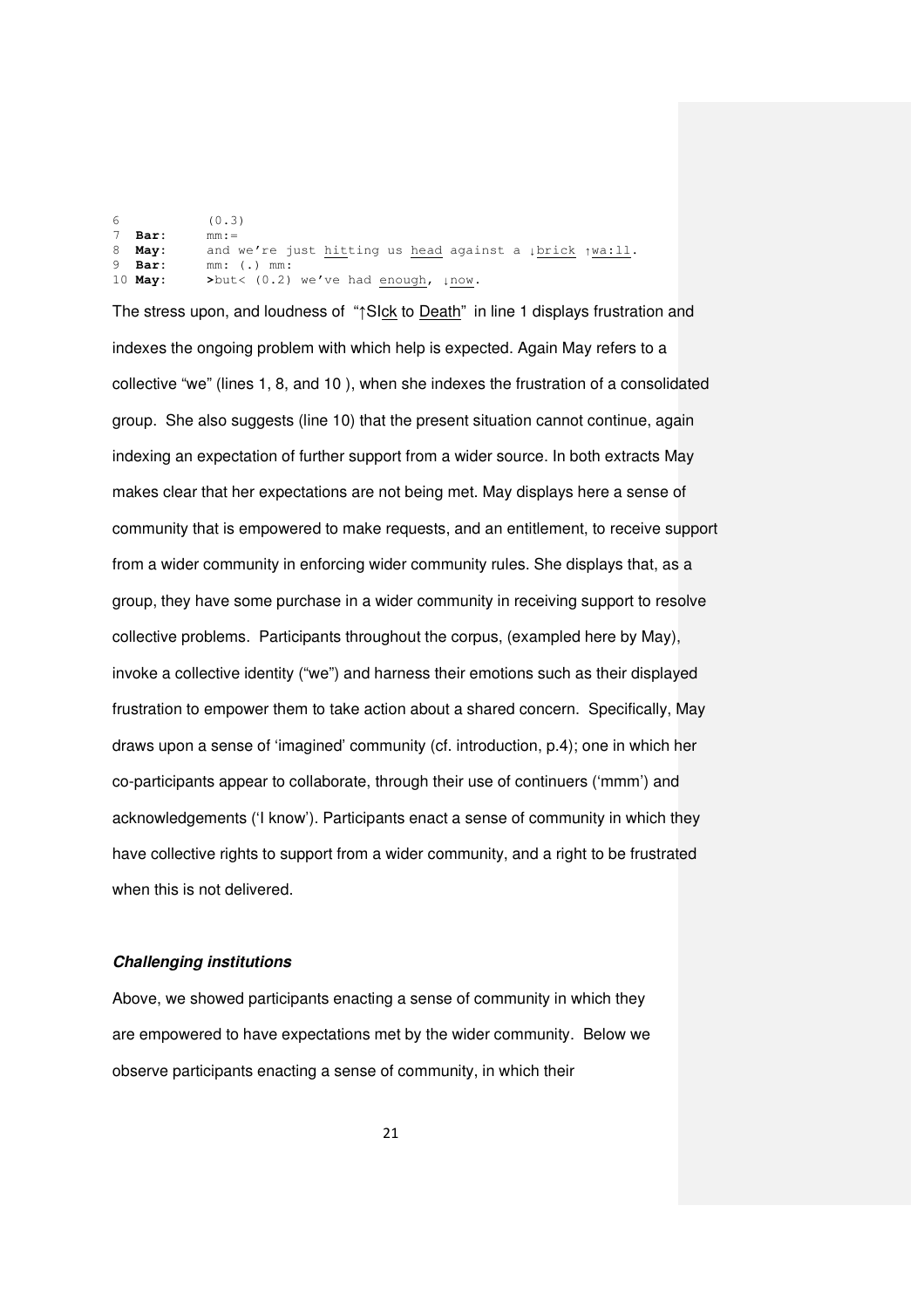```
6            (0.3)
7  Bar:      mm:=
8  May:      and we're just hitting us head against a ↓brick ↑wa:ll.
9  Bar:      mm: (.) mm:
10 May:      >but< (0.2) we've had enough, ↓now.
```

The stress upon, and loudness of "↑SIck to Death" in line 1 displays frustration and indexes the ongoing problem with which help is expected. Again May refers to a collective "we" (lines 1, 8, and 10 ), when she indexes the frustration of a consolidated group. She also suggests (line 10) that the present situation cannot continue, again indexing an expectation of further support from a wider source. In both extracts May makes clear that her expectations are not being met. May displays here a sense of community that is empowered to make requests, and an entitlement, to receive support from a wider community in enforcing wider community rules. She displays that, as a group, they have some purchase in a wider community in receiving support to resolve collective problems. Participants throughout the corpus, (exampled here by May), invoke a collective identity ("we") and harness their emotions such as their displayed frustration to empower them to take action about a shared concern. Specifically, May draws upon a sense of 'imagined' community (cf. introduction, p.4); one in which her co-participants appear to collaborate, through their use of continuers ('mmm') and acknowledgements ('I know'). Participants enact a sense of community in which they have collective rights to support from a wider community, and a right to be frustrated when this is not delivered.

#### ***Challenging institutions***

Above, we showed participants enacting a sense of community in which they are empowered to have expectations met by the wider community. Below we observe participants enacting a sense of community, in which their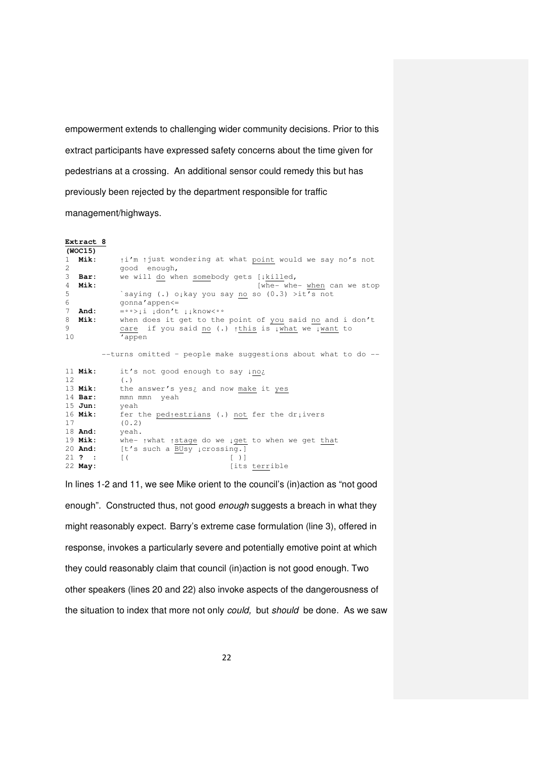empowerment extends to challenging wider community decisions. Prior to this extract participants have expressed safety concerns about the time given for pedestrians at a crossing. An additional sensor could remedy this but has previously been rejected by the department responsible for traffic management/highways.

**Extract 8**
**(WOC15)**

```
1  Mik:     ↑i'm ↑just wondering at what point would we say no's not
2           good  enough,
3  Bar:     we will do when somebody gets [↓killed,
4  Mik:                                   [whe- whe- when can we stop
5           `saying (.) o↓kay you say no so (0.3) >it's not
6           gonna'appen<=
7  And:     =°°>↓i ↓don't ↓↓know<°°
8  Mik:     when does it get to the point of you said no and i don't
9           care  if you said no (.) ↑this is ↓what we ↓want to
10          'appen

        --turns omitted - people make suggestions about what to do --

11 Mik:     it's not good enough to say ↓no¿
12          (.)
13 Mik:     the answer's yes¿ and now make it yes
14 Bar:     mmn mmn  yeah
15 Jun:     yeah
16 Mik:     fer the ped↑estrians (.) not fer the dr↓ivers
17          (0.2)
18 And:     yeah.
19 Mik:     whe- ↑what ↑stage do we ↓get to when we get that
20 And:     [t's such a BUsy ↓crossing.]
21 ? :      [(                        [ )]
22 May:                               [its terrible
```

In lines 1-2 and 11, we see Mike orient to the council's (in)action as "not good enough". Constructed thus, not good *enough* suggests a breach in what they might reasonably expect. Barry's extreme case formulation (line 3), offered in response, invokes a particularly severe and potentially emotive point at which they could reasonably claim that council (in)action is not good enough. Two other speakers (lines 20 and 22) also invoke aspects of the dangerousness of the situation to index that more not only *could,* but *should* be done. As we saw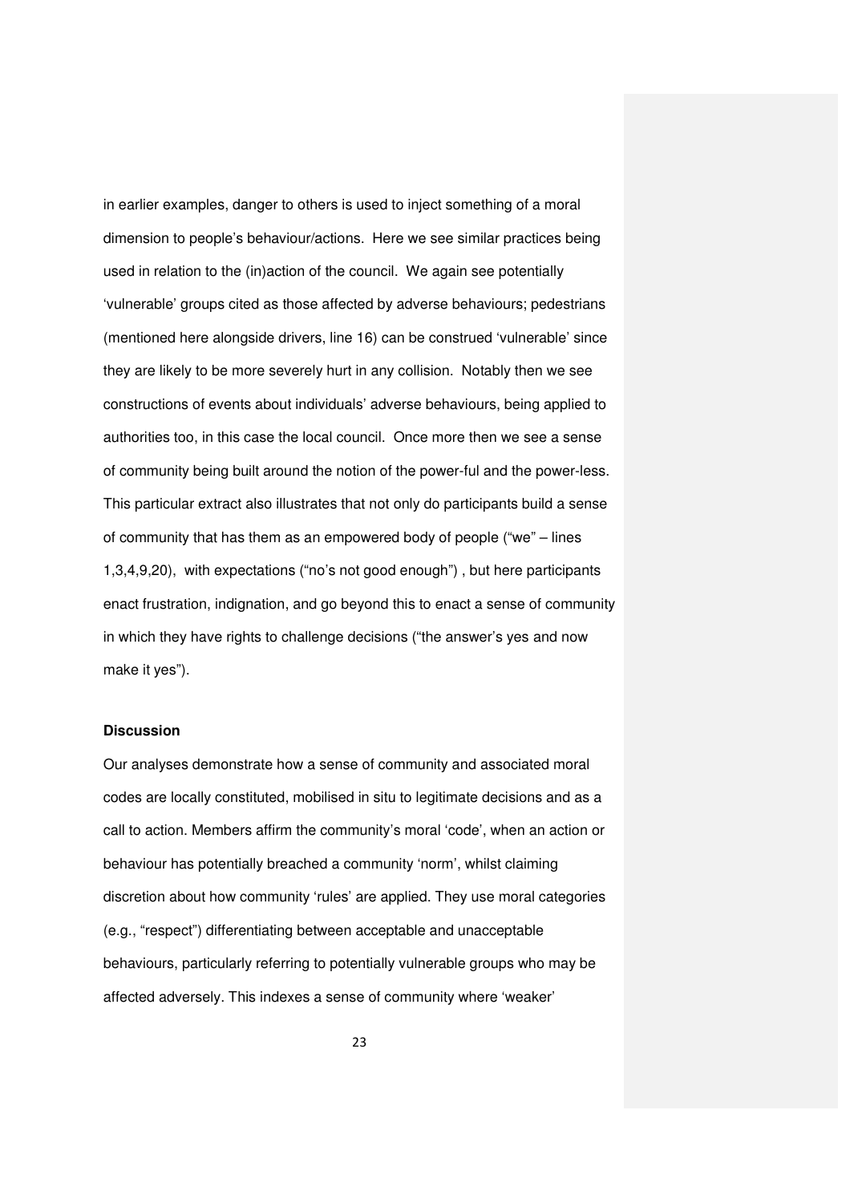in earlier examples, danger to others is used to inject something of a moral dimension to people's behaviour/actions. Here we see similar practices being used in relation to the (in)action of the council. We again see potentially 'vulnerable' groups cited as those affected by adverse behaviours; pedestrians (mentioned here alongside drivers, line 16) can be construed 'vulnerable' since they are likely to be more severely hurt in any collision. Notably then we see constructions of events about individuals' adverse behaviours, being applied to authorities too, in this case the local council. Once more then we see a sense of community being built around the notion of the power-ful and the power-less. This particular extract also illustrates that not only do participants build a sense of community that has them as an empowered body of people ("we" – lines 1,3,4,9,20), with expectations ("no's not good enough") , but here participants enact frustration, indignation, and go beyond this to enact a sense of community in which they have rights to challenge decisions ("the answer's yes and now make it yes").

**Discussion**

Our analyses demonstrate how a sense of community and associated moral codes are locally constituted, mobilised in situ to legitimate decisions and as a call to action. Members affirm the community's moral 'code', when an action or behaviour has potentially breached a community 'norm', whilst claiming discretion about how community 'rules' are applied. They use moral categories (e.g., "respect") differentiating between acceptable and unacceptable behaviours, particularly referring to potentially vulnerable groups who may be affected adversely. This indexes a sense of community where 'weaker'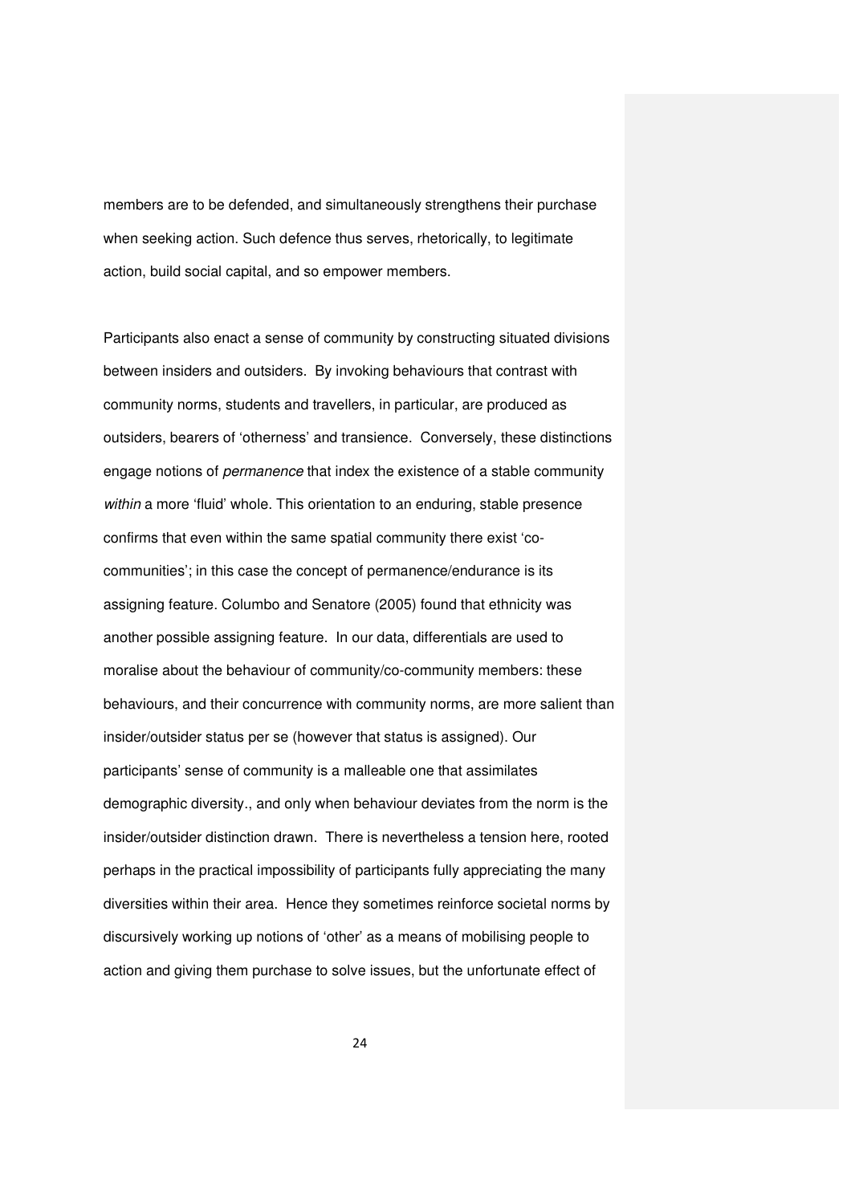members are to be defended, and simultaneously strengthens their purchase when seeking action. Such defence thus serves, rhetorically, to legitimate action, build social capital, and so empower members.

Participants also enact a sense of community by constructing situated divisions between insiders and outsiders. By invoking behaviours that contrast with community norms, students and travellers, in particular, are produced as outsiders, bearers of 'otherness' and transience. Conversely, these distinctions engage notions of *permanence* that index the existence of a stable community *within* a more 'fluid' whole. This orientation to an enduring, stable presence confirms that even within the same spatial community there exist 'co-communities'; in this case the concept of permanence/endurance is its assigning feature. Columbo and Senatore (2005) found that ethnicity was another possible assigning feature. In our data, differentials are used to moralise about the behaviour of community/co-community members: these behaviours, and their concurrence with community norms, are more salient than insider/outsider status per se (however that status is assigned). Our participants' sense of community is a malleable one that assimilates demographic diversity., and only when behaviour deviates from the norm is the insider/outsider distinction drawn. There is nevertheless a tension here, rooted perhaps in the practical impossibility of participants fully appreciating the many diversities within their area. Hence they sometimes reinforce societal norms by discursively working up notions of 'other' as a means of mobilising people to action and giving them purchase to solve issues, but the unfortunate effect of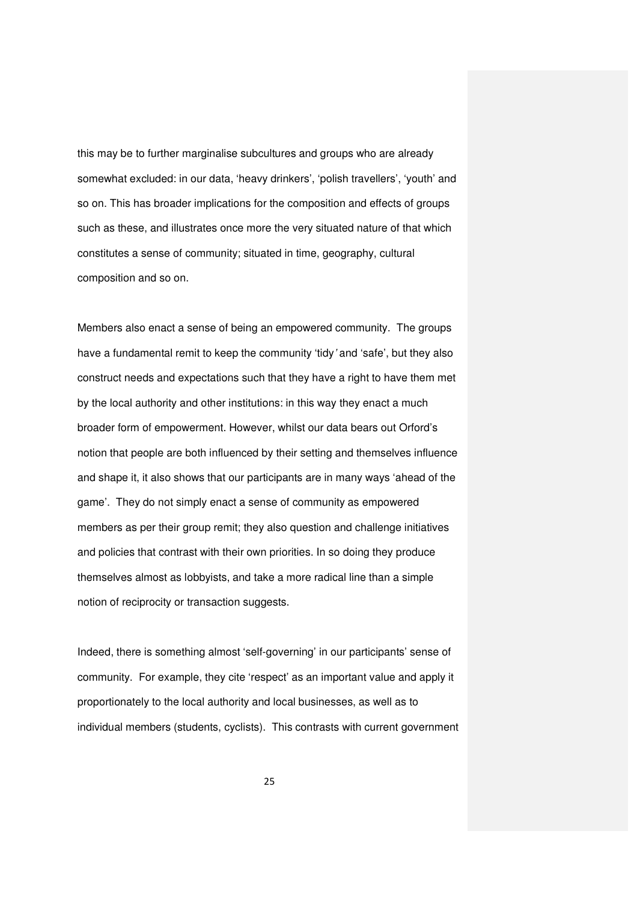this may be to further marginalise subcultures and groups who are already somewhat excluded: in our data, 'heavy drinkers', 'polish travellers', 'youth' and so on. This has broader implications for the composition and effects of groups such as these, and illustrates once more the very situated nature of that which constitutes a sense of community; situated in time, geography, cultural composition and so on.

Members also enact a sense of being an empowered community. The groups have a fundamental remit to keep the community 'tidy' and 'safe', but they also construct needs and expectations such that they have a right to have them met by the local authority and other institutions: in this way they enact a much broader form of empowerment. However, whilst our data bears out Orford's notion that people are both influenced by their setting and themselves influence and shape it, it also shows that our participants are in many ways 'ahead of the game'. They do not simply enact a sense of community as empowered members as per their group remit; they also question and challenge initiatives and policies that contrast with their own priorities. In so doing they produce themselves almost as lobbyists, and take a more radical line than a simple notion of reciprocity or transaction suggests.

Indeed, there is something almost 'self-governing' in our participants' sense of community. For example, they cite 'respect' as an important value and apply it proportionately to the local authority and local businesses, as well as to individual members (students, cyclists). This contrasts with current government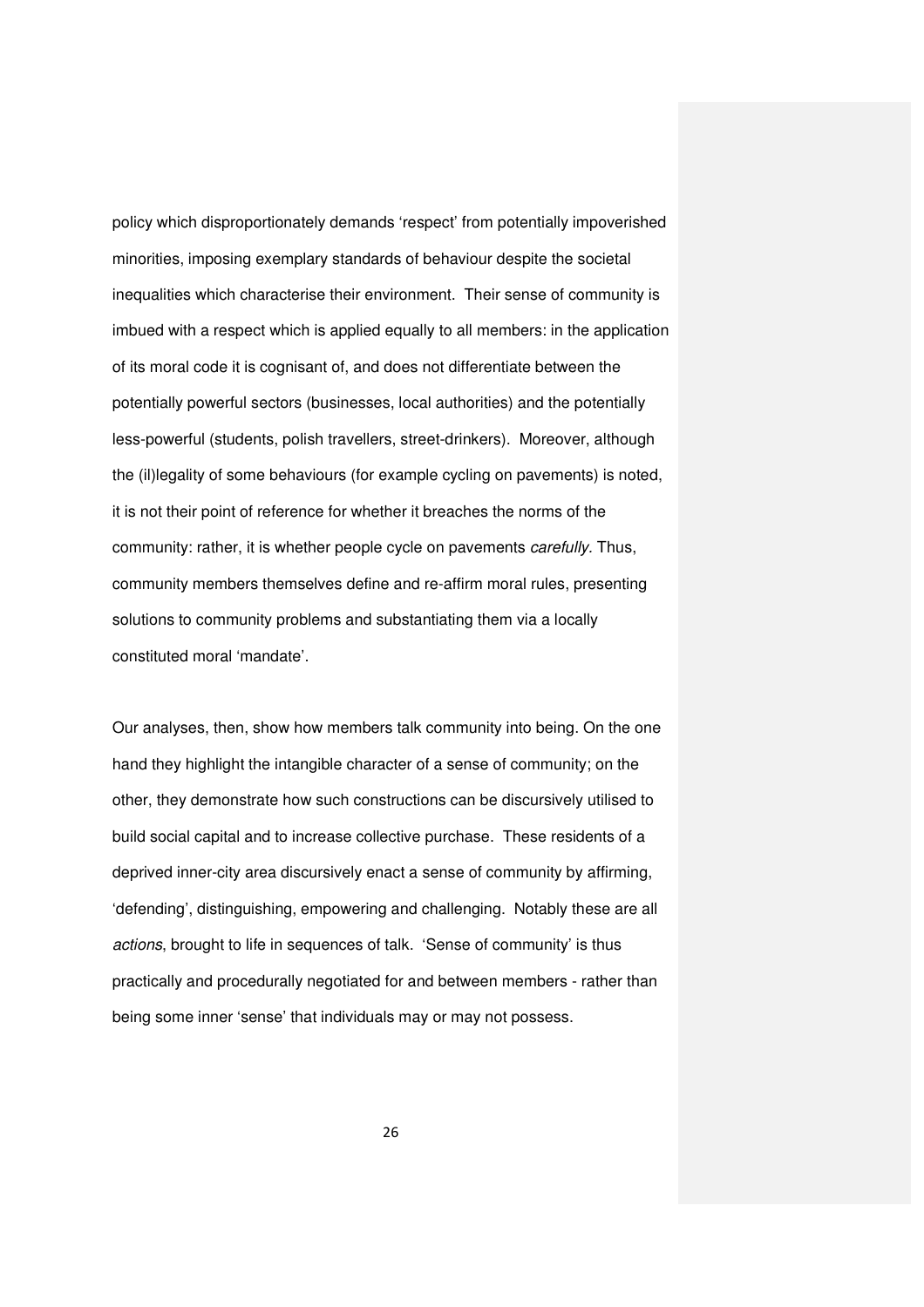policy which disproportionately demands 'respect' from potentially impoverished minorities, imposing exemplary standards of behaviour despite the societal inequalities which characterise their environment. Their sense of community is imbued with a respect which is applied equally to all members: in the application of its moral code it is cognisant of, and does not differentiate between the potentially powerful sectors (businesses, local authorities) and the potentially less-powerful (students, polish travellers, street-drinkers). Moreover, although the (il)legality of some behaviours (for example cycling on pavements) is noted, it is not their point of reference for whether it breaches the norms of the community: rather, it is whether people cycle on pavements *carefully*. Thus, community members themselves define and re-affirm moral rules, presenting solutions to community problems and substantiating them via a locally constituted moral 'mandate'.

Our analyses, then, show how members talk community into being. On the one hand they highlight the intangible character of a sense of community; on the other, they demonstrate how such constructions can be discursively utilised to build social capital and to increase collective purchase. These residents of a deprived inner-city area discursively enact a sense of community by affirming, 'defending', distinguishing, empowering and challenging. Notably these are all *actions*, brought to life in sequences of talk. 'Sense of community' is thus practically and procedurally negotiated for and between members - rather than being some inner 'sense' that individuals may or may not possess.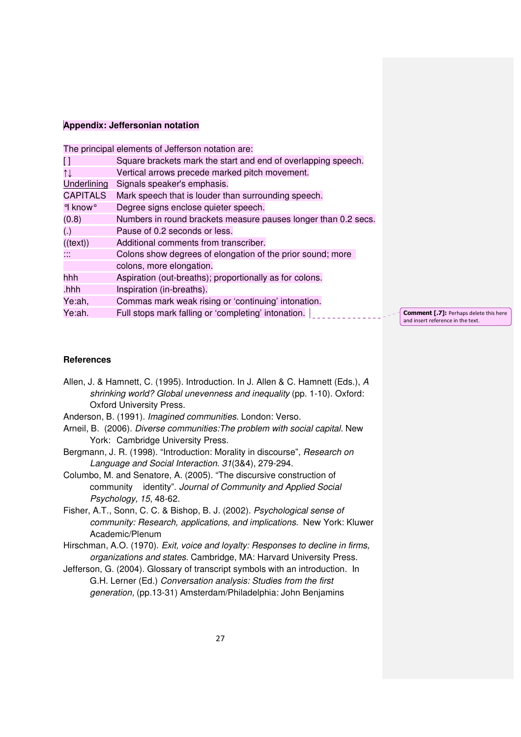## Appendix: Jeffersonian notation

The principal elements of Jefferson notation are:

| | |
|---|---|
| [ ] | Square brackets mark the start and end of overlapping speech. |
| ↑↓ | Vertical arrows precede marked pitch movement. |
| Underlining | Signals speaker's emphasis. |
| CAPITALS | Mark speech that is louder than surrounding speech. |
| °I know° | Degree signs enclose quieter speech. |
| (0.8) | Numbers in round brackets measure pauses longer than 0.2 secs. |
| (.) | Pause of 0.2 seconds or less. |
| ((text)) | Additional comments from transcriber. |
| ::: | Colons show degrees of elongation of the prior sound; more colons, more elongation. |
| hhh | Aspiration (out-breaths); proportionally as for colons. |
| .hhh | Inspiration (in-breaths). |
| Ye:ah, | Commas mark weak rising or 'continuing' intonation. |
| Ye:ah. | Full stops mark falling or 'completing' intonation. |

**Comment [.7]:** Perhaps delete this here and insert reference in the text.

## References

Allen, J. & Hamnett, C. (1995). Introduction. In J. Allen & C. Hamnett (Eds.), *A shrinking world? Global unevenness and inequality* (pp. 1-10). Oxford: Oxford University Press.

Anderson, B. (1991). *Imagined communities*. London: Verso.

Arneil, B. (2006). *Diverse communities:The problem with social capital*. New York: Cambridge University Press.

Bergmann, J. R. (1998). "Introduction: Morality in discourse", *Research on Language and Social Interaction*. *31*(3&4), 279-294.

Columbo, M. and Senatore, A. (2005). "The discursive construction of community identity". *Journal of Community and Applied Social Psychology, 15*, 48-62.

Fisher, A.T., Sonn, C. C. & Bishop, B. J. (2002). *Psychological sense of community: Research, applications, and implications.* New York: Kluwer Academic/Plenum

Hirschman, A.O. (1970). *Exit, voice and loyalty: Responses to decline in firms, organizations and states*. Cambridge, MA: Harvard University Press.

Jefferson, G. (2004). Glossary of transcript symbols with an introduction. In G.H. Lerner (Ed.) *Conversation analysis: Studies from the first generation,* (pp.13-31) Amsterdam/Philadelphia: John Benjamins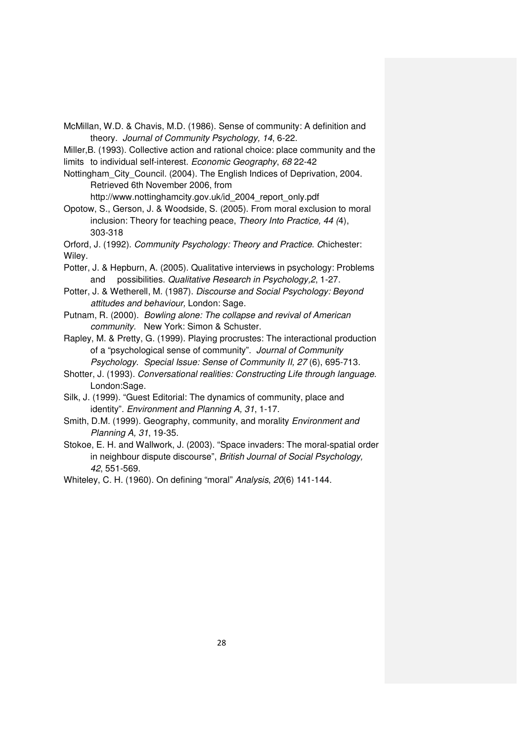McMillan, W.D. & Chavis, M.D. (1986). Sense of community: A definition and theory. *Journal of Community Psychology, 14*, 6-22.

Miller,B. (1993). Collective action and rational choice: place community and the limits to individual self-interest. *Economic Geography*, *68* 22-42

Nottingham_City_Council. (2004). The English Indices of Deprivation, 2004. Retrieved 6th November 2006, from http://www.nottinghamcity.gov.uk/id_2004_report_only.pdf

Opotow, S., Gerson, J. & Woodside, S. (2005). From moral exclusion to moral inclusion: Theory for teaching peace, *Theory Into Practice, 44 (*4), 303-318

Orford, J. (1992). *Community Psychology: Theory and Practice*. *C*hichester: Wiley.

Potter, J. & Hepburn, A. (2005). Qualitative interviews in psychology: Problems and possibilities. *Qualitative Research in Psychology,2*, 1-27.

Potter, J. & Wetherell, M. (1987). *Discourse and Social Psychology: Beyond attitudes and behaviour,* London: Sage.

Putnam, R. (2000). *Bowling alone: The collapse and revival of American community*. New York: Simon & Schuster.

Rapley, M. & Pretty, G. (1999). Playing procrustes: The interactional production of a "psychological sense of community". *Journal of Community Psychology. Special Issue: Sense of Community II, 27* (6), 695-713.

Shotter, J. (1993). *Conversational realities: Constructing Life through language.* London:Sage.

Silk, J. (1999). "Guest Editorial: The dynamics of community, place and identity". *Environment and Planning A, 31*, 1-17.

Smith, D.M. (1999). Geography, community, and morality *Environment and Planning A, 31*, 19-35.

Stokoe, E. H. and Wallwork, J. (2003). "Space invaders: The moral-spatial order in neighbour dispute discourse", *British Journal of Social Psychology, 42*, 551-569.

Whiteley, C. H. (1960). On defining "moral" *Analysis*, *20*(6) 141-144.